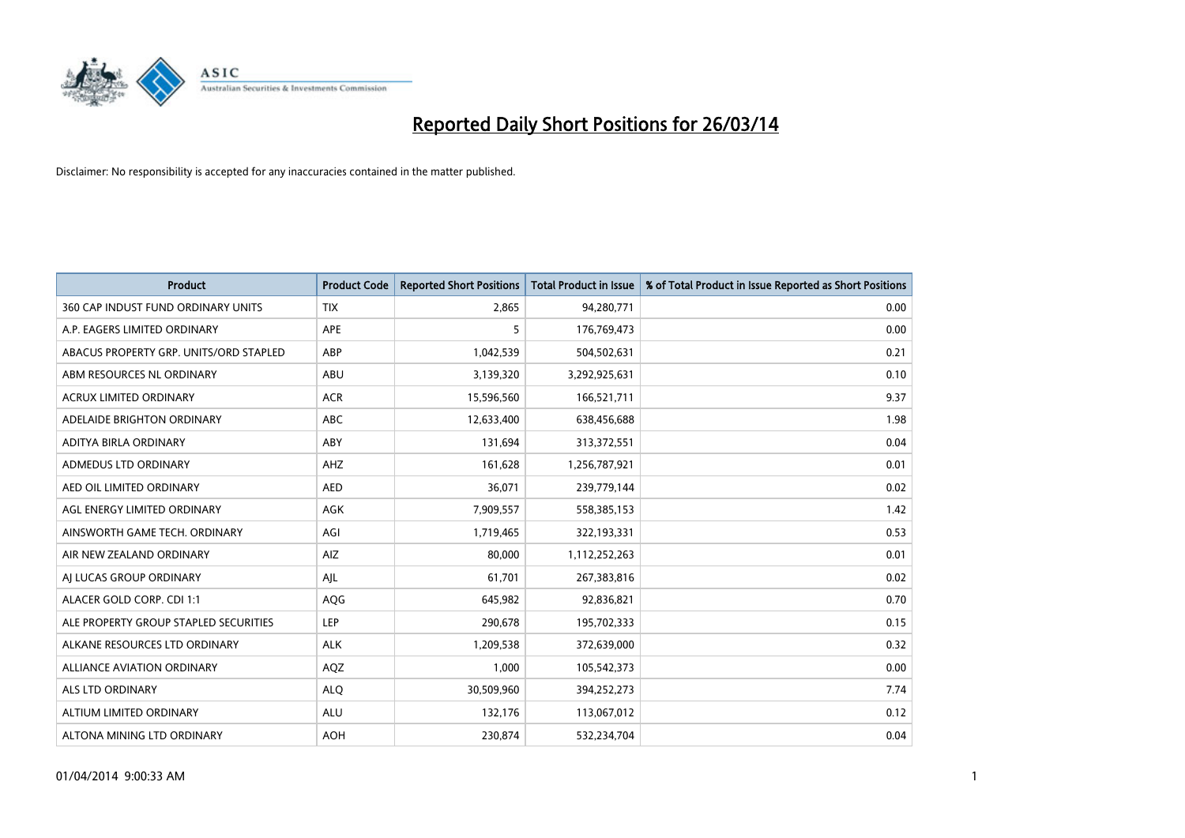# Reported Daily Short Positions for 26/03/14

Disclaimer: No responsibility is accepted for any inaccuracies contained in the matter published.

| Product | Product Code | Reported Short Positions | Total Product in Issue | % of Total Product in Issue Reported as Short Positions |
|---|---|---|---|---|
| 360 CAP INDUST FUND ORDINARY UNITS | TIX | 2,865 | 94,280,771 | 0.00 |
| A.P. EAGERS LIMITED ORDINARY | APE | 5 | 176,769,473 | 0.00 |
| ABACUS PROPERTY GRP. UNITS/ORD STAPLED | ABP | 1,042,539 | 504,502,631 | 0.21 |
| ABM RESOURCES NL ORDINARY | ABU | 3,139,320 | 3,292,925,631 | 0.10 |
| ACRUX LIMITED ORDINARY | ACR | 15,596,560 | 166,521,711 | 9.37 |
| ADELAIDE BRIGHTON ORDINARY | ABC | 12,633,400 | 638,456,688 | 1.98 |
| ADITYA BIRLA ORDINARY | ABY | 131,694 | 313,372,551 | 0.04 |
| ADMEDUS LTD ORDINARY | AHZ | 161,628 | 1,256,787,921 | 0.01 |
| AED OIL LIMITED ORDINARY | AED | 36,071 | 239,779,144 | 0.02 |
| AGL ENERGY LIMITED ORDINARY | AGK | 7,909,557 | 558,385,153 | 1.42 |
| AINSWORTH GAME TECH. ORDINARY | AGI | 1,719,465 | 322,193,331 | 0.53 |
| AIR NEW ZEALAND ORDINARY | AIZ | 80,000 | 1,112,252,263 | 0.01 |
| AJ LUCAS GROUP ORDINARY | AJL | 61,701 | 267,383,816 | 0.02 |
| ALACER GOLD CORP. CDI 1:1 | AQG | 645,982 | 92,836,821 | 0.70 |
| ALE PROPERTY GROUP STAPLED SECURITIES | LEP | 290,678 | 195,702,333 | 0.15 |
| ALKANE RESOURCES LTD ORDINARY | ALK | 1,209,538 | 372,639,000 | 0.32 |
| ALLIANCE AVIATION ORDINARY | AQZ | 1,000 | 105,542,373 | 0.00 |
| ALS LTD ORDINARY | ALQ | 30,509,960 | 394,252,273 | 7.74 |
| ALTIUM LIMITED ORDINARY | ALU | 132,176 | 113,067,012 | 0.12 |
| ALTONA MINING LTD ORDINARY | AOH | 230,874 | 532,234,704 | 0.04 |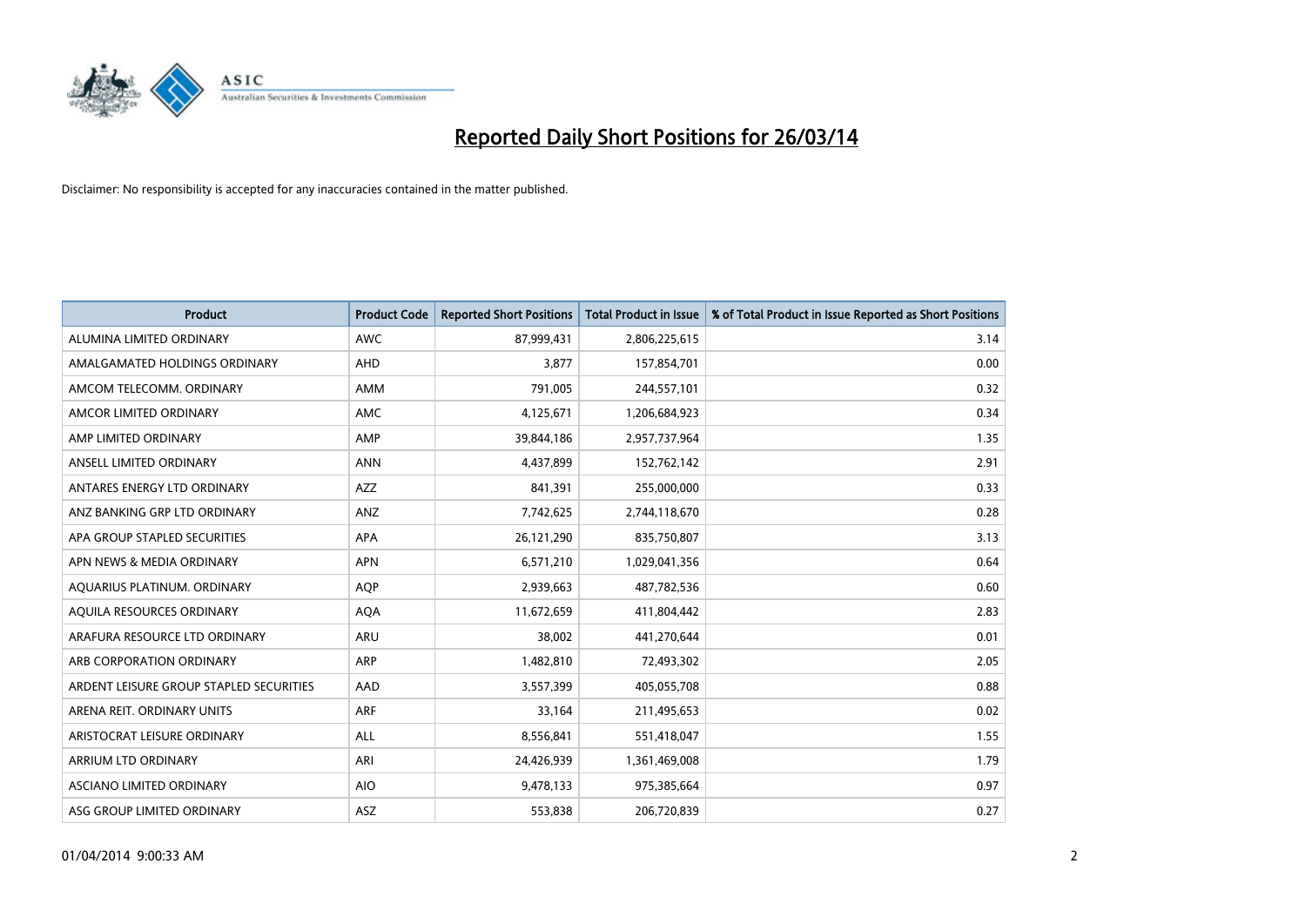# Reported Daily Short Positions for 26/03/14

Disclaimer: No responsibility is accepted for any inaccuracies contained in the matter published.

| Product | Product Code | Reported Short Positions | Total Product in Issue | % of Total Product in Issue Reported as Short Positions |
|---|---|---|---|---|
| ALUMINA LIMITED ORDINARY | AWC | 87,999,431 | 2,806,225,615 | 3.14 |
| AMALGAMATED HOLDINGS ORDINARY | AHD | 3,877 | 157,854,701 | 0.00 |
| AMCOM TELECOMM. ORDINARY | AMM | 791,005 | 244,557,101 | 0.32 |
| AMCOR LIMITED ORDINARY | AMC | 4,125,671 | 1,206,684,923 | 0.34 |
| AMP LIMITED ORDINARY | AMP | 39,844,186 | 2,957,737,964 | 1.35 |
| ANSELL LIMITED ORDINARY | ANN | 4,437,899 | 152,762,142 | 2.91 |
| ANTARES ENERGY LTD ORDINARY | AZZ | 841,391 | 255,000,000 | 0.33 |
| ANZ BANKING GRP LTD ORDINARY | ANZ | 7,742,625 | 2,744,118,670 | 0.28 |
| APA GROUP STAPLED SECURITIES | APA | 26,121,290 | 835,750,807 | 3.13 |
| APN NEWS & MEDIA ORDINARY | APN | 6,571,210 | 1,029,041,356 | 0.64 |
| AQUARIUS PLATINUM. ORDINARY | AQP | 2,939,663 | 487,782,536 | 0.60 |
| AQUILA RESOURCES ORDINARY | AQA | 11,672,659 | 411,804,442 | 2.83 |
| ARAFURA RESOURCE LTD ORDINARY | ARU | 38,002 | 441,270,644 | 0.01 |
| ARB CORPORATION ORDINARY | ARP | 1,482,810 | 72,493,302 | 2.05 |
| ARDENT LEISURE GROUP STAPLED SECURITIES | AAD | 3,557,399 | 405,055,708 | 0.88 |
| ARENA REIT. ORDINARY UNITS | ARF | 33,164 | 211,495,653 | 0.02 |
| ARISTOCRAT LEISURE ORDINARY | ALL | 8,556,841 | 551,418,047 | 1.55 |
| ARRIUM LTD ORDINARY | ARI | 24,426,939 | 1,361,469,008 | 1.79 |
| ASCIANO LIMITED ORDINARY | AIO | 9,478,133 | 975,385,664 | 0.97 |
| ASG GROUP LIMITED ORDINARY | ASZ | 553,838 | 206,720,839 | 0.27 |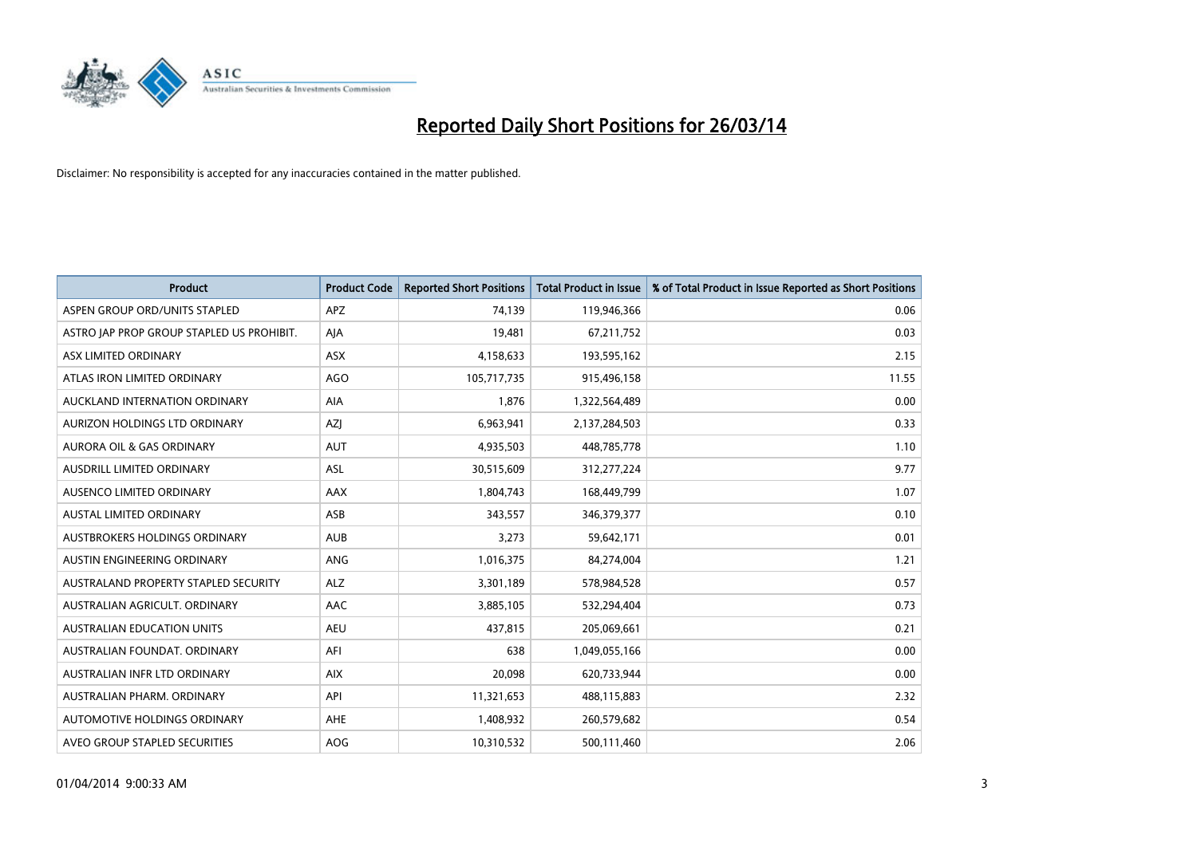# Reported Daily Short Positions for 26/03/14

Disclaimer: No responsibility is accepted for any inaccuracies contained in the matter published.

| Product | Product Code | Reported Short Positions | Total Product in Issue | % of Total Product in Issue Reported as Short Positions |
|---|---|---|---|---|
| ASPEN GROUP ORD/UNITS STAPLED | APZ | 74,139 | 119,946,366 | 0.06 |
| ASTRO JAP PROP GROUP STAPLED US PROHIBIT. | AJA | 19,481 | 67,211,752 | 0.03 |
| ASX LIMITED ORDINARY | ASX | 4,158,633 | 193,595,162 | 2.15 |
| ATLAS IRON LIMITED ORDINARY | AGO | 105,717,735 | 915,496,158 | 11.55 |
| AUCKLAND INTERNATION ORDINARY | AIA | 1,876 | 1,322,564,489 | 0.00 |
| AURIZON HOLDINGS LTD ORDINARY | AZJ | 6,963,941 | 2,137,284,503 | 0.33 |
| AURORA OIL & GAS ORDINARY | AUT | 4,935,503 | 448,785,778 | 1.10 |
| AUSDRILL LIMITED ORDINARY | ASL | 30,515,609 | 312,277,224 | 9.77 |
| AUSENCO LIMITED ORDINARY | AAX | 1,804,743 | 168,449,799 | 1.07 |
| AUSTAL LIMITED ORDINARY | ASB | 343,557 | 346,379,377 | 0.10 |
| AUSTBROKERS HOLDINGS ORDINARY | AUB | 3,273 | 59,642,171 | 0.01 |
| AUSTIN ENGINEERING ORDINARY | ANG | 1,016,375 | 84,274,004 | 1.21 |
| AUSTRALAND PROPERTY STAPLED SECURITY | ALZ | 3,301,189 | 578,984,528 | 0.57 |
| AUSTRALIAN AGRICULT. ORDINARY | AAC | 3,885,105 | 532,294,404 | 0.73 |
| AUSTRALIAN EDUCATION UNITS | AEU | 437,815 | 205,069,661 | 0.21 |
| AUSTRALIAN FOUNDAT. ORDINARY | AFI | 638 | 1,049,055,166 | 0.00 |
| AUSTRALIAN INFR LTD ORDINARY | AIX | 20,098 | 620,733,944 | 0.00 |
| AUSTRALIAN PHARM. ORDINARY | API | 11,321,653 | 488,115,883 | 2.32 |
| AUTOMOTIVE HOLDINGS ORDINARY | AHE | 1,408,932 | 260,579,682 | 0.54 |
| AVEO GROUP STAPLED SECURITIES | AOG | 10,310,532 | 500,111,460 | 2.06 |

01/04/2014 9:00:33 AM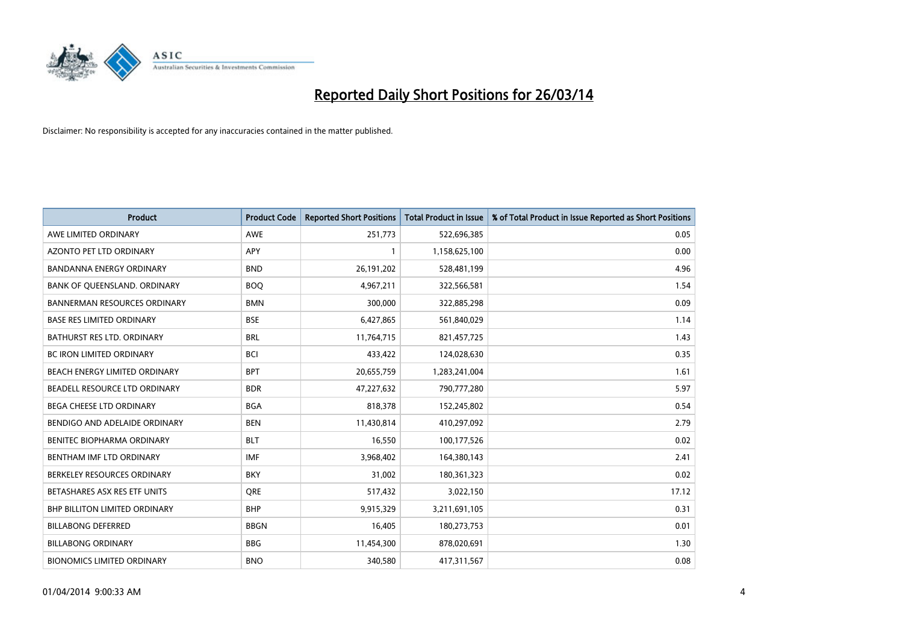# Reported Daily Short Positions for 26/03/14

Disclaimer: No responsibility is accepted for any inaccuracies contained in the matter published.

| Product | Product Code | Reported Short Positions | Total Product in Issue | % of Total Product in Issue Reported as Short Positions |
|---|---|---|---|---|
| AWE LIMITED ORDINARY | AWE | 251,773 | 522,696,385 | 0.05 |
| AZONTO PET LTD ORDINARY | APY | 1 | 1,158,625,100 | 0.00 |
| BANDANNA ENERGY ORDINARY | BND | 26,191,202 | 528,481,199 | 4.96 |
| BANK OF QUEENSLAND. ORDINARY | BOQ | 4,967,211 | 322,566,581 | 1.54 |
| BANNERMAN RESOURCES ORDINARY | BMN | 300,000 | 322,885,298 | 0.09 |
| BASE RES LIMITED ORDINARY | BSE | 6,427,865 | 561,840,029 | 1.14 |
| BATHURST RES LTD. ORDINARY | BRL | 11,764,715 | 821,457,725 | 1.43 |
| BC IRON LIMITED ORDINARY | BCI | 433,422 | 124,028,630 | 0.35 |
| BEACH ENERGY LIMITED ORDINARY | BPT | 20,655,759 | 1,283,241,004 | 1.61 |
| BEADELL RESOURCE LTD ORDINARY | BDR | 47,227,632 | 790,777,280 | 5.97 |
| BEGA CHEESE LTD ORDINARY | BGA | 818,378 | 152,245,802 | 0.54 |
| BENDIGO AND ADELAIDE ORDINARY | BEN | 11,430,814 | 410,297,092 | 2.79 |
| BENITEC BIOPHARMA ORDINARY | BLT | 16,550 | 100,177,526 | 0.02 |
| BENTHAM IMF LTD ORDINARY | IMF | 3,968,402 | 164,380,143 | 2.41 |
| BERKELEY RESOURCES ORDINARY | BKY | 31,002 | 180,361,323 | 0.02 |
| BETASHARES ASX RES ETF UNITS | QRE | 517,432 | 3,022,150 | 17.12 |
| BHP BILLITON LIMITED ORDINARY | BHP | 9,915,329 | 3,211,691,105 | 0.31 |
| BILLABONG DEFERRED | BBGN | 16,405 | 180,273,753 | 0.01 |
| BILLABONG ORDINARY | BBG | 11,454,300 | 878,020,691 | 1.30 |
| BIONOMICS LIMITED ORDINARY | BNO | 340,580 | 417,311,567 | 0.08 |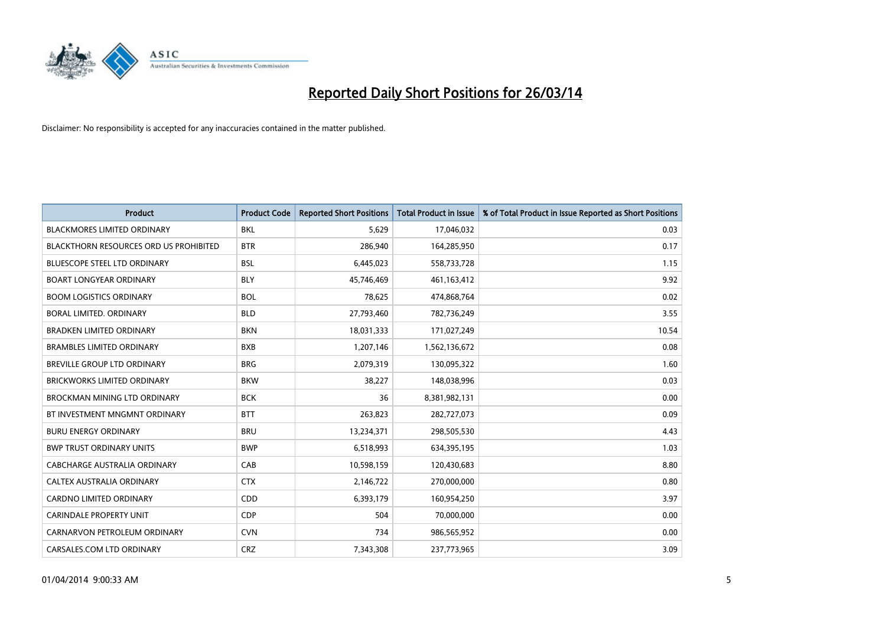# Reported Daily Short Positions for 26/03/14

Disclaimer: No responsibility is accepted for any inaccuracies contained in the matter published.

| Product | Product Code | Reported Short Positions | Total Product in Issue | % of Total Product in Issue Reported as Short Positions |
|---|---|---|---|---|
| BLACKMORES LIMITED ORDINARY | BKL | 5,629 | 17,046,032 | 0.03 |
| BLACKTHORN RESOURCES ORD US PROHIBITED | BTR | 286,940 | 164,285,950 | 0.17 |
| BLUESCOPE STEEL LTD ORDINARY | BSL | 6,445,023 | 558,733,728 | 1.15 |
| BOART LONGYEAR ORDINARY | BLY | 45,746,469 | 461,163,412 | 9.92 |
| BOOM LOGISTICS ORDINARY | BOL | 78,625 | 474,868,764 | 0.02 |
| BORAL LIMITED. ORDINARY | BLD | 27,793,460 | 782,736,249 | 3.55 |
| BRADKEN LIMITED ORDINARY | BKN | 18,031,333 | 171,027,249 | 10.54 |
| BRAMBLES LIMITED ORDINARY | BXB | 1,207,146 | 1,562,136,672 | 0.08 |
| BREVILLE GROUP LTD ORDINARY | BRG | 2,079,319 | 130,095,322 | 1.60 |
| BRICKWORKS LIMITED ORDINARY | BKW | 38,227 | 148,038,996 | 0.03 |
| BROCKMAN MINING LTD ORDINARY | BCK | 36 | 8,381,982,131 | 0.00 |
| BT INVESTMENT MNGMNT ORDINARY | BTT | 263,823 | 282,727,073 | 0.09 |
| BURU ENERGY ORDINARY | BRU | 13,234,371 | 298,505,530 | 4.43 |
| BWP TRUST ORDINARY UNITS | BWP | 6,518,993 | 634,395,195 | 1.03 |
| CABCHARGE AUSTRALIA ORDINARY | CAB | 10,598,159 | 120,430,683 | 8.80 |
| CALTEX AUSTRALIA ORDINARY | CTX | 2,146,722 | 270,000,000 | 0.80 |
| CARDNO LIMITED ORDINARY | CDD | 6,393,179 | 160,954,250 | 3.97 |
| CARINDALE PROPERTY UNIT | CDP | 504 | 70,000,000 | 0.00 |
| CARNARVON PETROLEUM ORDINARY | CVN | 734 | 986,565,952 | 0.00 |
| CARSALES.COM LTD ORDINARY | CRZ | 7,343,308 | 237,773,965 | 3.09 |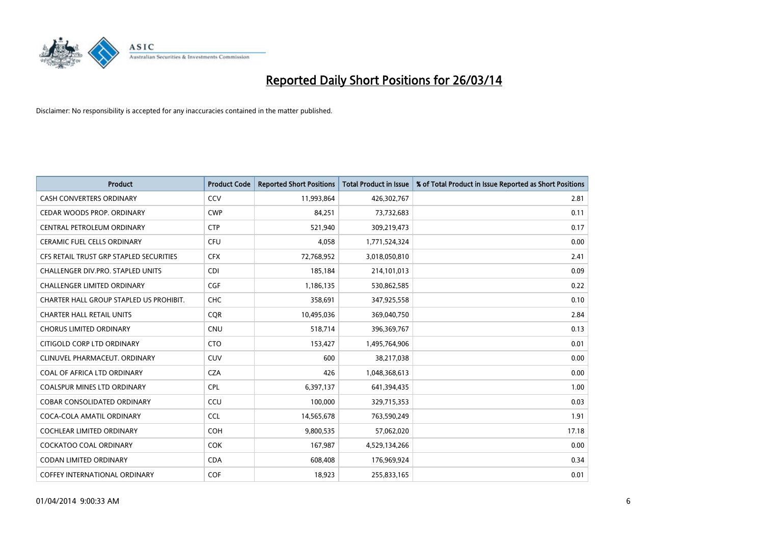# Reported Daily Short Positions for 26/03/14

Disclaimer: No responsibility is accepted for any inaccuracies contained in the matter published.

| Product | Product Code | Reported Short Positions | Total Product in Issue | % of Total Product in Issue Reported as Short Positions |
|---|---|---|---|---|
| CASH CONVERTERS ORDINARY | CCV | 11,993,864 | 426,302,767 | 2.81 |
| CEDAR WOODS PROP. ORDINARY | CWP | 84,251 | 73,732,683 | 0.11 |
| CENTRAL PETROLEUM ORDINARY | CTP | 521,940 | 309,219,473 | 0.17 |
| CERAMIC FUEL CELLS ORDINARY | CFU | 4,058 | 1,771,524,324 | 0.00 |
| CFS RETAIL TRUST GRP STAPLED SECURITIES | CFX | 72,768,952 | 3,018,050,810 | 2.41 |
| CHALLENGER DIV.PRO. STAPLED UNITS | CDI | 185,184 | 214,101,013 | 0.09 |
| CHALLENGER LIMITED ORDINARY | CGF | 1,186,135 | 530,862,585 | 0.22 |
| CHARTER HALL GROUP STAPLED US PROHIBIT. | CHC | 358,691 | 347,925,558 | 0.10 |
| CHARTER HALL RETAIL UNITS | CQR | 10,495,036 | 369,040,750 | 2.84 |
| CHORUS LIMITED ORDINARY | CNU | 518,714 | 396,369,767 | 0.13 |
| CITIGOLD CORP LTD ORDINARY | CTO | 153,427 | 1,495,764,906 | 0.01 |
| CLINUVEL PHARMACEUT. ORDINARY | CUV | 600 | 38,217,038 | 0.00 |
| COAL OF AFRICA LTD ORDINARY | CZA | 426 | 1,048,368,613 | 0.00 |
| COALSPUR MINES LTD ORDINARY | CPL | 6,397,137 | 641,394,435 | 1.00 |
| COBAR CONSOLIDATED ORDINARY | CCU | 100,000 | 329,715,353 | 0.03 |
| COCA-COLA AMATIL ORDINARY | CCL | 14,565,678 | 763,590,249 | 1.91 |
| COCHLEAR LIMITED ORDINARY | COH | 9,800,535 | 57,062,020 | 17.18 |
| COCKATOO COAL ORDINARY | COK | 167,987 | 4,529,134,266 | 0.00 |
| CODAN LIMITED ORDINARY | CDA | 608,408 | 176,969,924 | 0.34 |
| COFFEY INTERNATIONAL ORDINARY | COF | 18,923 | 255,833,165 | 0.01 |

01/04/2014 9:00:33 AM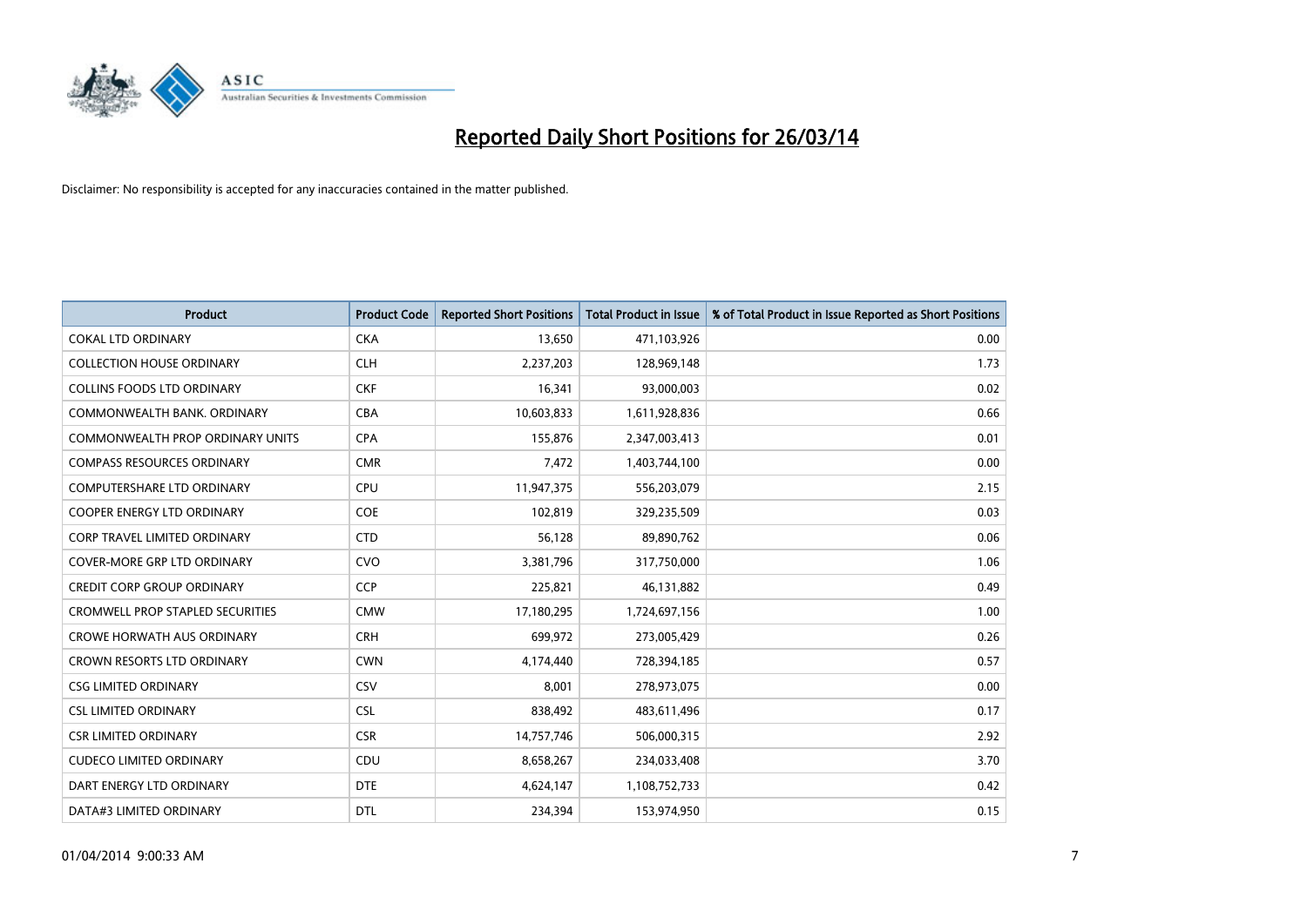# Reported Daily Short Positions for 26/03/14

Disclaimer: No responsibility is accepted for any inaccuracies contained in the matter published.

| Product | Product Code | Reported Short Positions | Total Product in Issue | % of Total Product in Issue Reported as Short Positions |
| --- | --- | --- | --- | --- |
| COKAL LTD ORDINARY | CKA | 13,650 | 471,103,926 | 0.00 |
| COLLECTION HOUSE ORDINARY | CLH | 2,237,203 | 128,969,148 | 1.73 |
| COLLINS FOODS LTD ORDINARY | CKF | 16,341 | 93,000,003 | 0.02 |
| COMMONWEALTH BANK. ORDINARY | CBA | 10,603,833 | 1,611,928,836 | 0.66 |
| COMMONWEALTH PROP ORDINARY UNITS | CPA | 155,876 | 2,347,003,413 | 0.01 |
| COMPASS RESOURCES ORDINARY | CMR | 7,472 | 1,403,744,100 | 0.00 |
| COMPUTERSHARE LTD ORDINARY | CPU | 11,947,375 | 556,203,079 | 2.15 |
| COOPER ENERGY LTD ORDINARY | COE | 102,819 | 329,235,509 | 0.03 |
| CORP TRAVEL LIMITED ORDINARY | CTD | 56,128 | 89,890,762 | 0.06 |
| COVER-MORE GRP LTD ORDINARY | CVO | 3,381,796 | 317,750,000 | 1.06 |
| CREDIT CORP GROUP ORDINARY | CCP | 225,821 | 46,131,882 | 0.49 |
| CROMWELL PROP STAPLED SECURITIES | CMW | 17,180,295 | 1,724,697,156 | 1.00 |
| CROWE HORWATH AUS ORDINARY | CRH | 699,972 | 273,005,429 | 0.26 |
| CROWN RESORTS LTD ORDINARY | CWN | 4,174,440 | 728,394,185 | 0.57 |
| CSG LIMITED ORDINARY | CSV | 8,001 | 278,973,075 | 0.00 |
| CSL LIMITED ORDINARY | CSL | 838,492 | 483,611,496 | 0.17 |
| CSR LIMITED ORDINARY | CSR | 14,757,746 | 506,000,315 | 2.92 |
| CUDECO LIMITED ORDINARY | CDU | 8,658,267 | 234,033,408 | 3.70 |
| DART ENERGY LTD ORDINARY | DTE | 4,624,147 | 1,108,752,733 | 0.42 |
| DATA#3 LIMITED ORDINARY | DTL | 234,394 | 153,974,950 | 0.15 |

01/04/2014 9:00:33 AM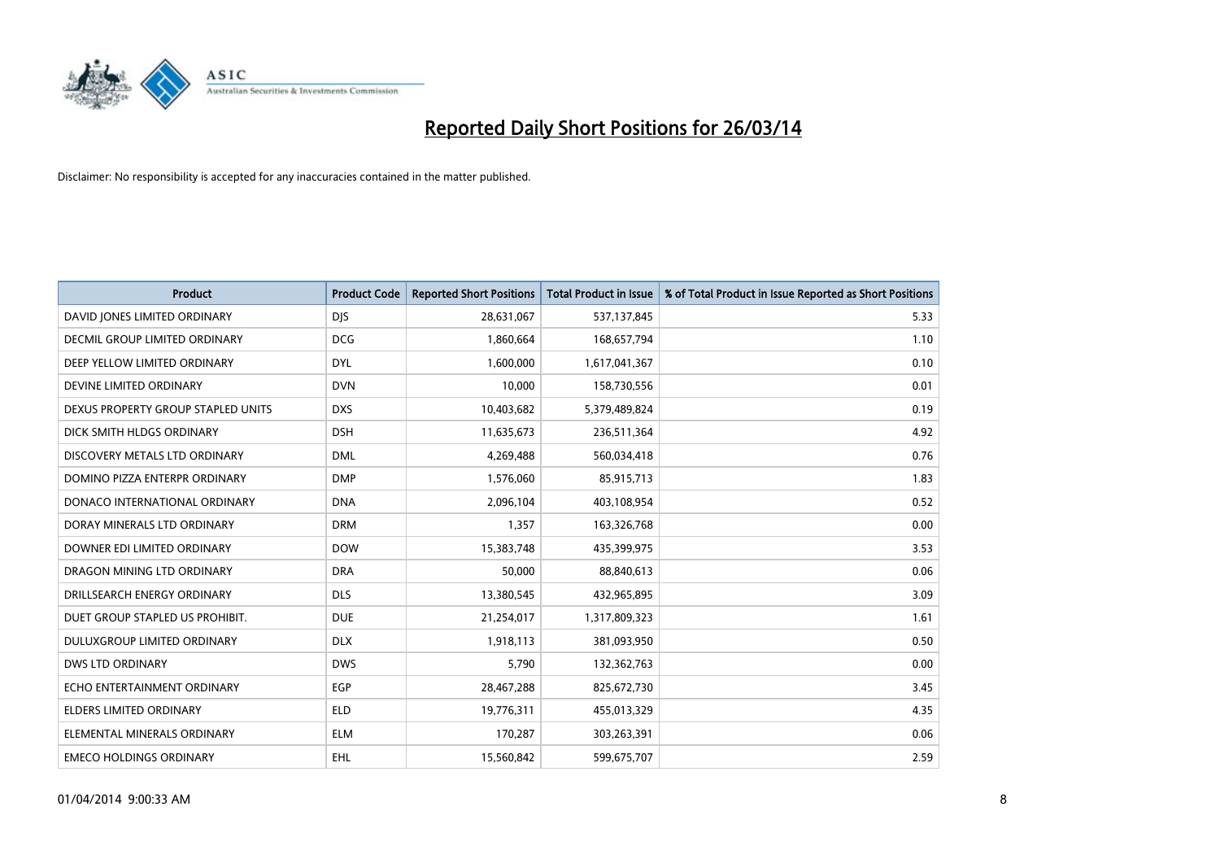# Reported Daily Short Positions for 26/03/14

Disclaimer: No responsibility is accepted for any inaccuracies contained in the matter published.

| Product | Product Code | Reported Short Positions | Total Product in Issue | % of Total Product in Issue Reported as Short Positions |
|---|---|---|---|---|
| DAVID JONES LIMITED ORDINARY | DJS | 28,631,067 | 537,137,845 | 5.33 |
| DECMIL GROUP LIMITED ORDINARY | DCG | 1,860,664 | 168,657,794 | 1.10 |
| DEEP YELLOW LIMITED ORDINARY | DYL | 1,600,000 | 1,617,041,367 | 0.10 |
| DEVINE LIMITED ORDINARY | DVN | 10,000 | 158,730,556 | 0.01 |
| DEXUS PROPERTY GROUP STAPLED UNITS | DXS | 10,403,682 | 5,379,489,824 | 0.19 |
| DICK SMITH HLDGS ORDINARY | DSH | 11,635,673 | 236,511,364 | 4.92 |
| DISCOVERY METALS LTD ORDINARY | DML | 4,269,488 | 560,034,418 | 0.76 |
| DOMINO PIZZA ENTERPR ORDINARY | DMP | 1,576,060 | 85,915,713 | 1.83 |
| DONACO INTERNATIONAL ORDINARY | DNA | 2,096,104 | 403,108,954 | 0.52 |
| DORAY MINERALS LTD ORDINARY | DRM | 1,357 | 163,326,768 | 0.00 |
| DOWNER EDI LIMITED ORDINARY | DOW | 15,383,748 | 435,399,975 | 3.53 |
| DRAGON MINING LTD ORDINARY | DRA | 50,000 | 88,840,613 | 0.06 |
| DRILLSEARCH ENERGY ORDINARY | DLS | 13,380,545 | 432,965,895 | 3.09 |
| DUET GROUP STAPLED US PROHIBIT. | DUE | 21,254,017 | 1,317,809,323 | 1.61 |
| DULUXGROUP LIMITED ORDINARY | DLX | 1,918,113 | 381,093,950 | 0.50 |
| DWS LTD ORDINARY | DWS | 5,790 | 132,362,763 | 0.00 |
| ECHO ENTERTAINMENT ORDINARY | EGP | 28,467,288 | 825,672,730 | 3.45 |
| ELDERS LIMITED ORDINARY | ELD | 19,776,311 | 455,013,329 | 4.35 |
| ELEMENTAL MINERALS ORDINARY | ELM | 170,287 | 303,263,391 | 0.06 |
| EMECO HOLDINGS ORDINARY | EHL | 15,560,842 | 599,675,707 | 2.59 |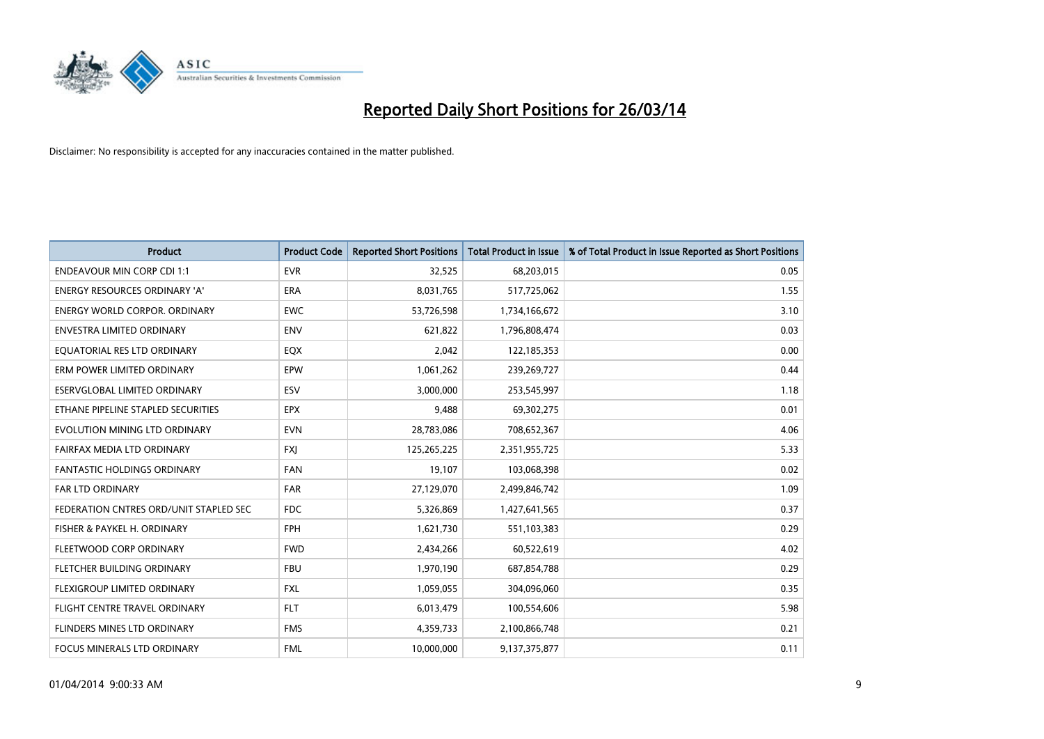# Reported Daily Short Positions for 26/03/14

Disclaimer: No responsibility is accepted for any inaccuracies contained in the matter published.

| Product | Product Code | Reported Short Positions | Total Product in Issue | % of Total Product in Issue Reported as Short Positions |
| --- | --- | --- | --- | --- |
| ENDEAVOUR MIN CORP CDI 1:1 | EVR | 32,525 | 68,203,015 | 0.05 |
| ENERGY RESOURCES ORDINARY 'A' | ERA | 8,031,765 | 517,725,062 | 1.55 |
| ENERGY WORLD CORPOR. ORDINARY | EWC | 53,726,598 | 1,734,166,672 | 3.10 |
| ENVESTRA LIMITED ORDINARY | ENV | 621,822 | 1,796,808,474 | 0.03 |
| EQUATORIAL RES LTD ORDINARY | EQX | 2,042 | 122,185,353 | 0.00 |
| ERM POWER LIMITED ORDINARY | EPW | 1,061,262 | 239,269,727 | 0.44 |
| ESERVGLOBAL LIMITED ORDINARY | ESV | 3,000,000 | 253,545,997 | 1.18 |
| ETHANE PIPELINE STAPLED SECURITIES | EPX | 9,488 | 69,302,275 | 0.01 |
| EVOLUTION MINING LTD ORDINARY | EVN | 28,783,086 | 708,652,367 | 4.06 |
| FAIRFAX MEDIA LTD ORDINARY | FXJ | 125,265,225 | 2,351,955,725 | 5.33 |
| FANTASTIC HOLDINGS ORDINARY | FAN | 19,107 | 103,068,398 | 0.02 |
| FAR LTD ORDINARY | FAR | 27,129,070 | 2,499,846,742 | 1.09 |
| FEDERATION CNTRES ORD/UNIT STAPLED SEC | FDC | 5,326,869 | 1,427,641,565 | 0.37 |
| FISHER & PAYKEL H. ORDINARY | FPH | 1,621,730 | 551,103,383 | 0.29 |
| FLEETWOOD CORP ORDINARY | FWD | 2,434,266 | 60,522,619 | 4.02 |
| FLETCHER BUILDING ORDINARY | FBU | 1,970,190 | 687,854,788 | 0.29 |
| FLEXIGROUP LIMITED ORDINARY | FXL | 1,059,055 | 304,096,060 | 0.35 |
| FLIGHT CENTRE TRAVEL ORDINARY | FLT | 6,013,479 | 100,554,606 | 5.98 |
| FLINDERS MINES LTD ORDINARY | FMS | 4,359,733 | 2,100,866,748 | 0.21 |
| FOCUS MINERALS LTD ORDINARY | FML | 10,000,000 | 9,137,375,877 | 0.11 |

01/04/2014 9:00:33 AM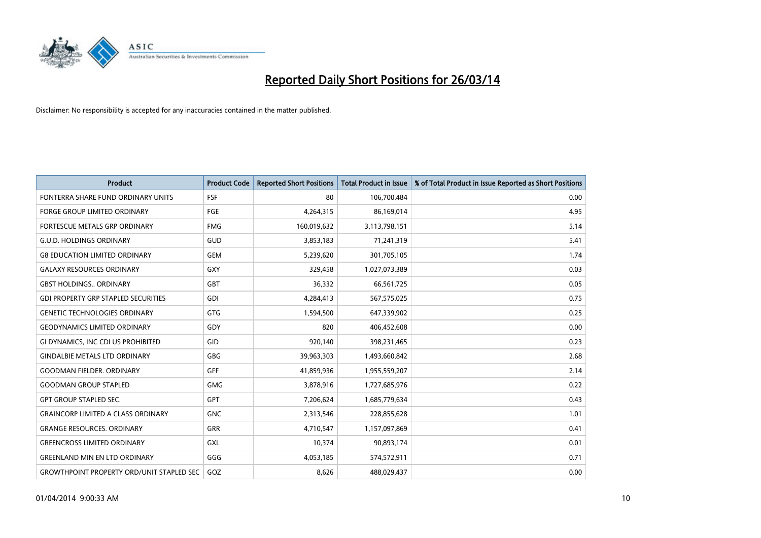# Reported Daily Short Positions for 26/03/14

Disclaimer: No responsibility is accepted for any inaccuracies contained in the matter published.

| Product | Product Code | Reported Short Positions | Total Product in Issue | % of Total Product in Issue Reported as Short Positions |
|---|---|---|---|---|
| FONTERRA SHARE FUND ORDINARY UNITS | FSF | 80 | 106,700,484 | 0.00 |
| FORGE GROUP LIMITED ORDINARY | FGE | 4,264,315 | 86,169,014 | 4.95 |
| FORTESCUE METALS GRP ORDINARY | FMG | 160,019,632 | 3,113,798,151 | 5.14 |
| G.U.D. HOLDINGS ORDINARY | GUD | 3,853,183 | 71,241,319 | 5.41 |
| G8 EDUCATION LIMITED ORDINARY | GEM | 5,239,620 | 301,705,105 | 1.74 |
| GALAXY RESOURCES ORDINARY | GXY | 329,458 | 1,027,073,389 | 0.03 |
| GBST HOLDINGS.. ORDINARY | GBT | 36,332 | 66,561,725 | 0.05 |
| GDI PROPERTY GRP STAPLED SECURITIES | GDI | 4,284,413 | 567,575,025 | 0.75 |
| GENETIC TECHNOLOGIES ORDINARY | GTG | 1,594,500 | 647,339,902 | 0.25 |
| GEODYNAMICS LIMITED ORDINARY | GDY | 820 | 406,452,608 | 0.00 |
| GI DYNAMICS, INC CDI US PROHIBITED | GID | 920,140 | 398,231,465 | 0.23 |
| GINDALBIE METALS LTD ORDINARY | GBG | 39,963,303 | 1,493,660,842 | 2.68 |
| GOODMAN FIELDER. ORDINARY | GFF | 41,859,936 | 1,955,559,207 | 2.14 |
| GOODMAN GROUP STAPLED | GMG | 3,878,916 | 1,727,685,976 | 0.22 |
| GPT GROUP STAPLED SEC. | GPT | 7,206,624 | 1,685,779,634 | 0.43 |
| GRAINCORP LIMITED A CLASS ORDINARY | GNC | 2,313,546 | 228,855,628 | 1.01 |
| GRANGE RESOURCES. ORDINARY | GRR | 4,710,547 | 1,157,097,869 | 0.41 |
| GREENCROSS LIMITED ORDINARY | GXL | 10,374 | 90,893,174 | 0.01 |
| GREENLAND MIN EN LTD ORDINARY | GGG | 4,053,185 | 574,572,911 | 0.71 |
| GROWTHPOINT PROPERTY ORD/UNIT STAPLED SEC | GOZ | 8,626 | 488,029,437 | 0.00 |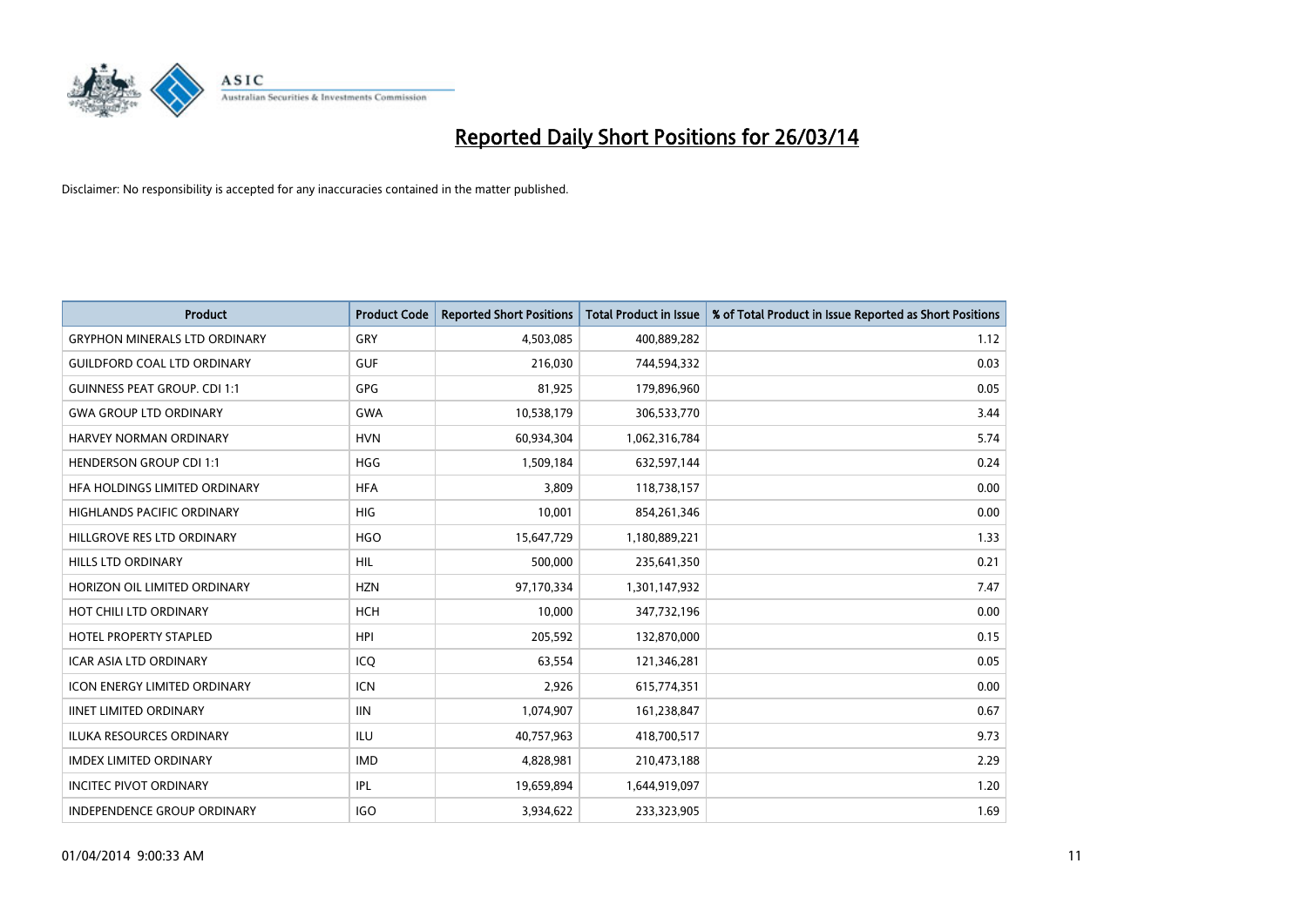# Reported Daily Short Positions for 26/03/14

Disclaimer: No responsibility is accepted for any inaccuracies contained in the matter published.

| Product | Product Code | Reported Short Positions | Total Product in Issue | % of Total Product in Issue Reported as Short Positions |
|---|---|---|---|---|
| GRYPHON MINERALS LTD ORDINARY | GRY | 4,503,085 | 400,889,282 | 1.12 |
| GUILDFORD COAL LTD ORDINARY | GUF | 216,030 | 744,594,332 | 0.03 |
| GUINNESS PEAT GROUP. CDI 1:1 | GPG | 81,925 | 179,896,960 | 0.05 |
| GWA GROUP LTD ORDINARY | GWA | 10,538,179 | 306,533,770 | 3.44 |
| HARVEY NORMAN ORDINARY | HVN | 60,934,304 | 1,062,316,784 | 5.74 |
| HENDERSON GROUP CDI 1:1 | HGG | 1,509,184 | 632,597,144 | 0.24 |
| HFA HOLDINGS LIMITED ORDINARY | HFA | 3,809 | 118,738,157 | 0.00 |
| HIGHLANDS PACIFIC ORDINARY | HIG | 10,001 | 854,261,346 | 0.00 |
| HILLGROVE RES LTD ORDINARY | HGO | 15,647,729 | 1,180,889,221 | 1.33 |
| HILLS LTD ORDINARY | HIL | 500,000 | 235,641,350 | 0.21 |
| HORIZON OIL LIMITED ORDINARY | HZN | 97,170,334 | 1,301,147,932 | 7.47 |
| HOT CHILI LTD ORDINARY | HCH | 10,000 | 347,732,196 | 0.00 |
| HOTEL PROPERTY STAPLED | HPI | 205,592 | 132,870,000 | 0.15 |
| ICAR ASIA LTD ORDINARY | ICQ | 63,554 | 121,346,281 | 0.05 |
| ICON ENERGY LIMITED ORDINARY | ICN | 2,926 | 615,774,351 | 0.00 |
| IINET LIMITED ORDINARY | IIN | 1,074,907 | 161,238,847 | 0.67 |
| ILUKA RESOURCES ORDINARY | ILU | 40,757,963 | 418,700,517 | 9.73 |
| IMDEX LIMITED ORDINARY | IMD | 4,828,981 | 210,473,188 | 2.29 |
| INCITEC PIVOT ORDINARY | IPL | 19,659,894 | 1,644,919,097 | 1.20 |
| INDEPENDENCE GROUP ORDINARY | IGO | 3,934,622 | 233,323,905 | 1.69 |

01/04/2014 9:00:33 AM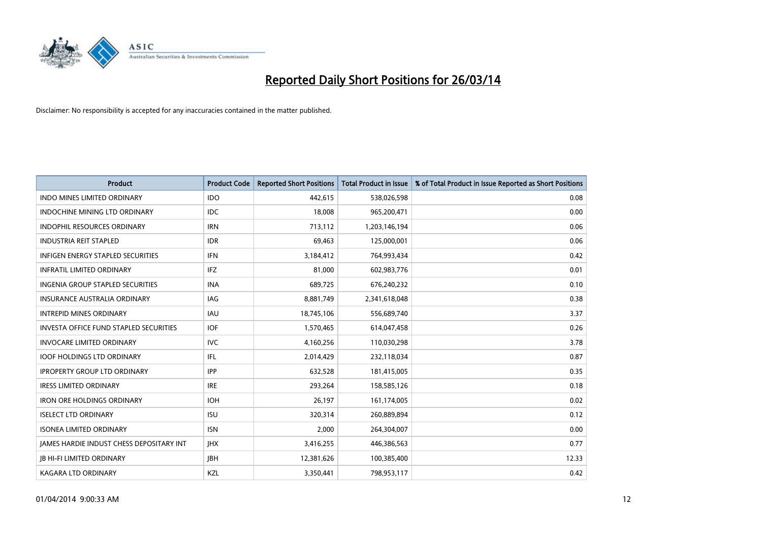# Reported Daily Short Positions for 26/03/14

Disclaimer: No responsibility is accepted for any inaccuracies contained in the matter published.

| Product | Product Code | Reported Short Positions | Total Product in Issue | % of Total Product in Issue Reported as Short Positions |
|---|---|---|---|---|
| INDO MINES LIMITED ORDINARY | IDO | 442,615 | 538,026,598 | 0.08 |
| INDOCHINE MINING LTD ORDINARY | IDC | 18,008 | 965,200,471 | 0.00 |
| INDOPHIL RESOURCES ORDINARY | IRN | 713,112 | 1,203,146,194 | 0.06 |
| INDUSTRIA REIT STAPLED | IDR | 69,463 | 125,000,001 | 0.06 |
| INFIGEN ENERGY STAPLED SECURITIES | IFN | 3,184,412 | 764,993,434 | 0.42 |
| INFRATIL LIMITED ORDINARY | IFZ | 81,000 | 602,983,776 | 0.01 |
| INGENIA GROUP STAPLED SECURITIES | INA | 689,725 | 676,240,232 | 0.10 |
| INSURANCE AUSTRALIA ORDINARY | IAG | 8,881,749 | 2,341,618,048 | 0.38 |
| INTREPID MINES ORDINARY | IAU | 18,745,106 | 556,689,740 | 3.37 |
| INVESTA OFFICE FUND STAPLED SECURITIES | IOF | 1,570,465 | 614,047,458 | 0.26 |
| INVOCARE LIMITED ORDINARY | IVC | 4,160,256 | 110,030,298 | 3.78 |
| IOOF HOLDINGS LTD ORDINARY | IFL | 2,014,429 | 232,118,034 | 0.87 |
| IPROPERTY GROUP LTD ORDINARY | IPP | 632,528 | 181,415,005 | 0.35 |
| IRESS LIMITED ORDINARY | IRE | 293,264 | 158,585,126 | 0.18 |
| IRON ORE HOLDINGS ORDINARY | IOH | 26,197 | 161,174,005 | 0.02 |
| ISELECT LTD ORDINARY | ISU | 320,314 | 260,889,894 | 0.12 |
| ISONEA LIMITED ORDINARY | ISN | 2,000 | 264,304,007 | 0.00 |
| JAMES HARDIE INDUST CHESS DEPOSITARY INT | JHX | 3,416,255 | 446,386,563 | 0.77 |
| JB HI-FI LIMITED ORDINARY | JBH | 12,381,626 | 100,385,400 | 12.33 |
| KAGARA LTD ORDINARY | KZL | 3,350,441 | 798,953,117 | 0.42 |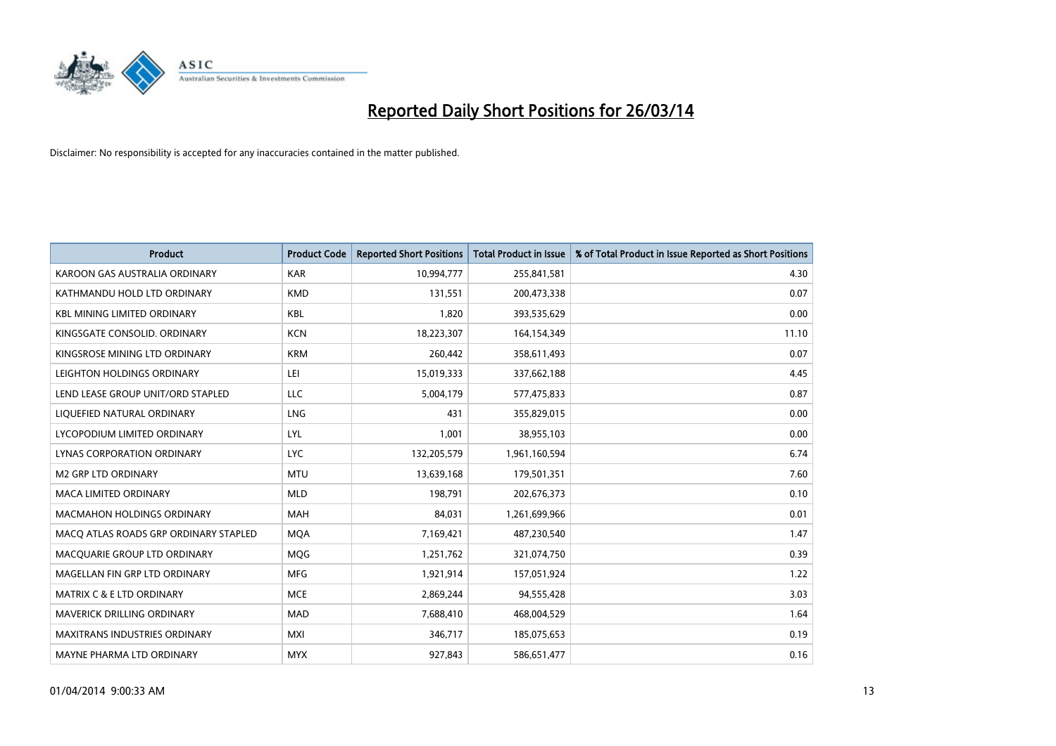# Reported Daily Short Positions for 26/03/14

Disclaimer: No responsibility is accepted for any inaccuracies contained in the matter published.

| Product | Product Code | Reported Short Positions | Total Product in Issue | % of Total Product in Issue Reported as Short Positions |
|---|---|---|---|---|
| KAROON GAS AUSTRALIA ORDINARY | KAR | 10,994,777 | 255,841,581 | 4.30 |
| KATHMANDU HOLD LTD ORDINARY | KMD | 131,551 | 200,473,338 | 0.07 |
| KBL MINING LIMITED ORDINARY | KBL | 1,820 | 393,535,629 | 0.00 |
| KINGSGATE CONSOLID. ORDINARY | KCN | 18,223,307 | 164,154,349 | 11.10 |
| KINGSROSE MINING LTD ORDINARY | KRM | 260,442 | 358,611,493 | 0.07 |
| LEIGHTON HOLDINGS ORDINARY | LEI | 15,019,333 | 337,662,188 | 4.45 |
| LEND LEASE GROUP UNIT/ORD STAPLED | LLC | 5,004,179 | 577,475,833 | 0.87 |
| LIQUEFIED NATURAL ORDINARY | LNG | 431 | 355,829,015 | 0.00 |
| LYCOPODIUM LIMITED ORDINARY | LYL | 1,001 | 38,955,103 | 0.00 |
| LYNAS CORPORATION ORDINARY | LYC | 132,205,579 | 1,961,160,594 | 6.74 |
| M2 GRP LTD ORDINARY | MTU | 13,639,168 | 179,501,351 | 7.60 |
| MACA LIMITED ORDINARY | MLD | 198,791 | 202,676,373 | 0.10 |
| MACMAHON HOLDINGS ORDINARY | MAH | 84,031 | 1,261,699,966 | 0.01 |
| MACQ ATLAS ROADS GRP ORDINARY STAPLED | MQA | 7,169,421 | 487,230,540 | 1.47 |
| MACQUARIE GROUP LTD ORDINARY | MQG | 1,251,762 | 321,074,750 | 0.39 |
| MAGELLAN FIN GRP LTD ORDINARY | MFG | 1,921,914 | 157,051,924 | 1.22 |
| MATRIX C & E LTD ORDINARY | MCE | 2,869,244 | 94,555,428 | 3.03 |
| MAVERICK DRILLING ORDINARY | MAD | 7,688,410 | 468,004,529 | 1.64 |
| MAXITRANS INDUSTRIES ORDINARY | MXI | 346,717 | 185,075,653 | 0.19 |
| MAYNE PHARMA LTD ORDINARY | MYX | 927,843 | 586,651,477 | 0.16 |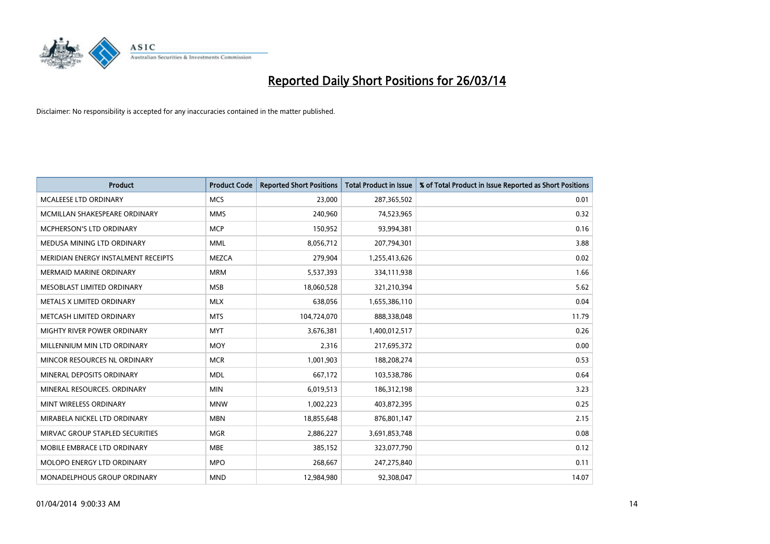# Reported Daily Short Positions for 26/03/14

Disclaimer: No responsibility is accepted for any inaccuracies contained in the matter published.

| Product | Product Code | Reported Short Positions | Total Product in Issue | % of Total Product in Issue Reported as Short Positions |
|---|---|---|---|---|
| MCALEESE LTD ORDINARY | MCS | 23,000 | 287,365,502 | 0.01 |
| MCMILLAN SHAKESPEARE ORDINARY | MMS | 240,960 | 74,523,965 | 0.32 |
| MCPHERSON'S LTD ORDINARY | MCP | 150,952 | 93,994,381 | 0.16 |
| MEDUSA MINING LTD ORDINARY | MML | 8,056,712 | 207,794,301 | 3.88 |
| MERIDIAN ENERGY INSTALMENT RECEIPTS | MEZCA | 279,904 | 1,255,413,626 | 0.02 |
| MERMAID MARINE ORDINARY | MRM | 5,537,393 | 334,111,938 | 1.66 |
| MESOBLAST LIMITED ORDINARY | MSB | 18,060,528 | 321,210,394 | 5.62 |
| METALS X LIMITED ORDINARY | MLX | 638,056 | 1,655,386,110 | 0.04 |
| METCASH LIMITED ORDINARY | MTS | 104,724,070 | 888,338,048 | 11.79 |
| MIGHTY RIVER POWER ORDINARY | MYT | 3,676,381 | 1,400,012,517 | 0.26 |
| MILLENNIUM MIN LTD ORDINARY | MOY | 2,316 | 217,695,372 | 0.00 |
| MINCOR RESOURCES NL ORDINARY | MCR | 1,001,903 | 188,208,274 | 0.53 |
| MINERAL DEPOSITS ORDINARY | MDL | 667,172 | 103,538,786 | 0.64 |
| MINERAL RESOURCES. ORDINARY | MIN | 6,019,513 | 186,312,198 | 3.23 |
| MINT WIRELESS ORDINARY | MNW | 1,002,223 | 403,872,395 | 0.25 |
| MIRABELA NICKEL LTD ORDINARY | MBN | 18,855,648 | 876,801,147 | 2.15 |
| MIRVAC GROUP STAPLED SECURITIES | MGR | 2,886,227 | 3,691,853,748 | 0.08 |
| MOBILE EMBRACE LTD ORDINARY | MBE | 385,152 | 323,077,790 | 0.12 |
| MOLOPO ENERGY LTD ORDINARY | MPO | 268,667 | 247,275,840 | 0.11 |
| MONADELPHOUS GROUP ORDINARY | MND | 12,984,980 | 92,308,047 | 14.07 |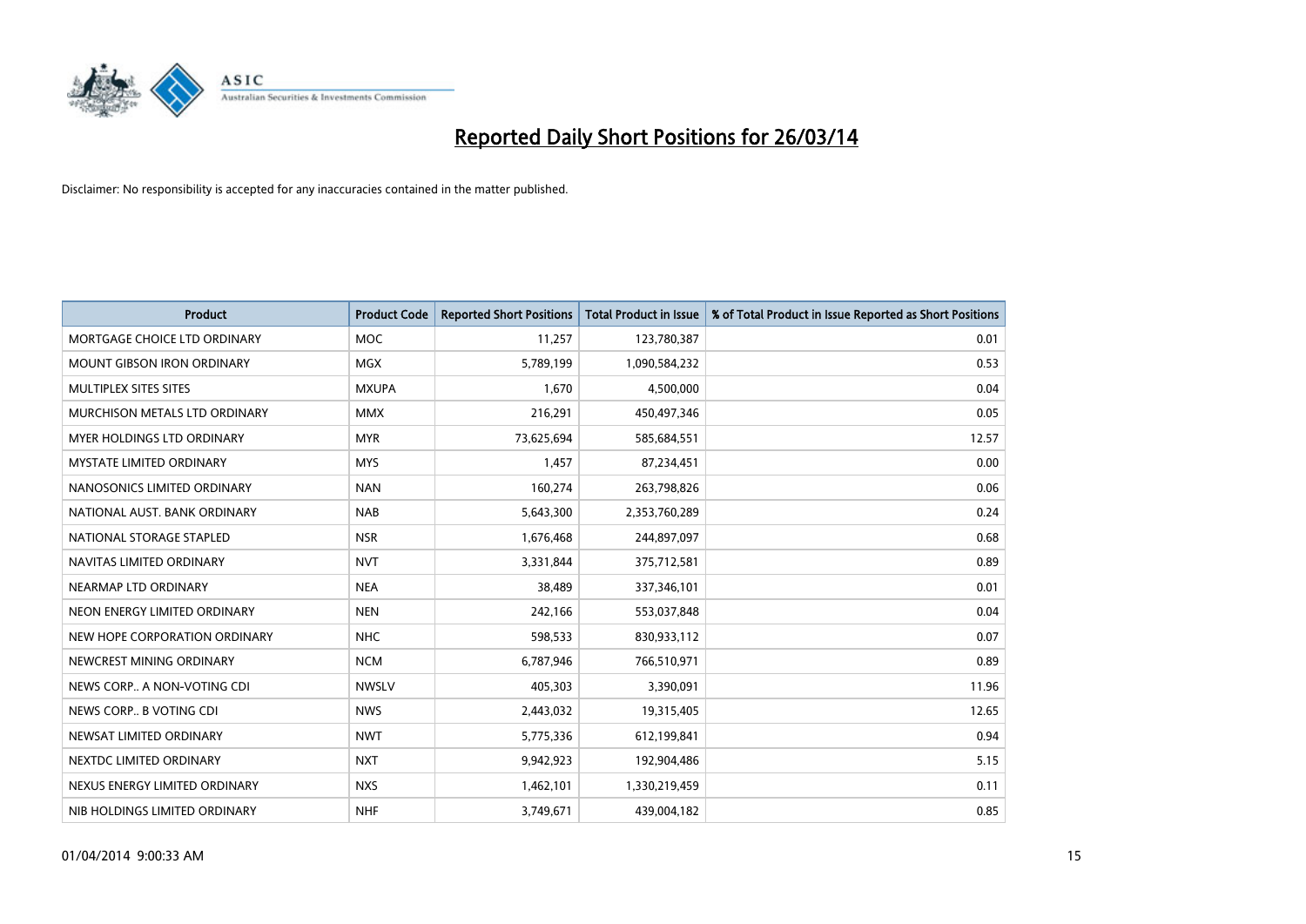# Reported Daily Short Positions for 26/03/14

Disclaimer: No responsibility is accepted for any inaccuracies contained in the matter published.

| Product | Product Code | Reported Short Positions | Total Product in Issue | % of Total Product in Issue Reported as Short Positions |
|---|---|---|---|---|
| MORTGAGE CHOICE LTD ORDINARY | MOC | 11,257 | 123,780,387 | 0.01 |
| MOUNT GIBSON IRON ORDINARY | MGX | 5,789,199 | 1,090,584,232 | 0.53 |
| MULTIPLEX SITES SITES | MXUPA | 1,670 | 4,500,000 | 0.04 |
| MURCHISON METALS LTD ORDINARY | MMX | 216,291 | 450,497,346 | 0.05 |
| MYER HOLDINGS LTD ORDINARY | MYR | 73,625,694 | 585,684,551 | 12.57 |
| MYSTATE LIMITED ORDINARY | MYS | 1,457 | 87,234,451 | 0.00 |
| NANOSONICS LIMITED ORDINARY | NAN | 160,274 | 263,798,826 | 0.06 |
| NATIONAL AUST. BANK ORDINARY | NAB | 5,643,300 | 2,353,760,289 | 0.24 |
| NATIONAL STORAGE STAPLED | NSR | 1,676,468 | 244,897,097 | 0.68 |
| NAVITAS LIMITED ORDINARY | NVT | 3,331,844 | 375,712,581 | 0.89 |
| NEARMAP LTD ORDINARY | NEA | 38,489 | 337,346,101 | 0.01 |
| NEON ENERGY LIMITED ORDINARY | NEN | 242,166 | 553,037,848 | 0.04 |
| NEW HOPE CORPORATION ORDINARY | NHC | 598,533 | 830,933,112 | 0.07 |
| NEWCREST MINING ORDINARY | NCM | 6,787,946 | 766,510,971 | 0.89 |
| NEWS CORP.. A NON-VOTING CDI | NWSLV | 405,303 | 3,390,091 | 11.96 |
| NEWS CORP.. B VOTING CDI | NWS | 2,443,032 | 19,315,405 | 12.65 |
| NEWSAT LIMITED ORDINARY | NWT | 5,775,336 | 612,199,841 | 0.94 |
| NEXTDC LIMITED ORDINARY | NXT | 9,942,923 | 192,904,486 | 5.15 |
| NEXUS ENERGY LIMITED ORDINARY | NXS | 1,462,101 | 1,330,219,459 | 0.11 |
| NIB HOLDINGS LIMITED ORDINARY | NHF | 3,749,671 | 439,004,182 | 0.85 |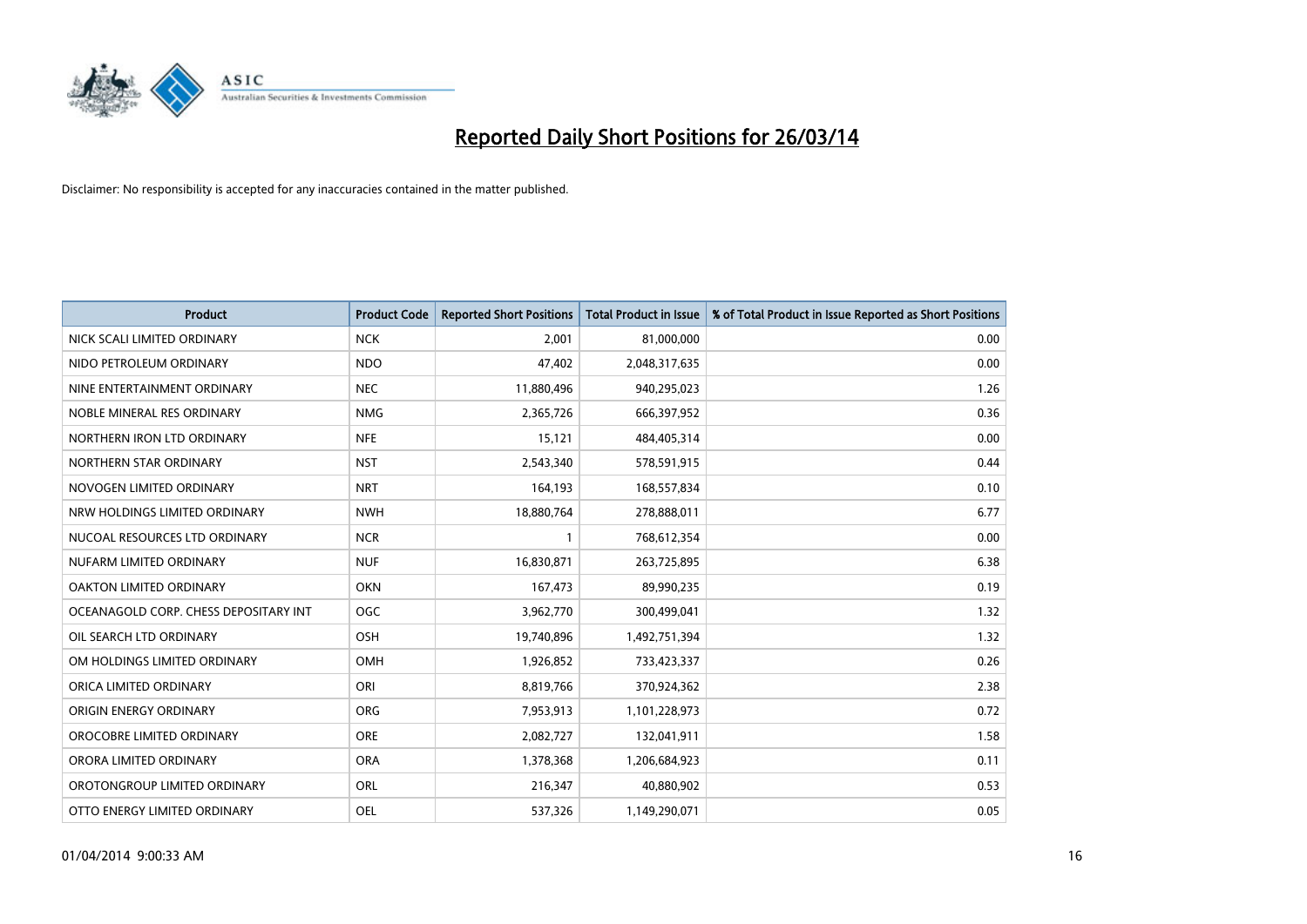# Reported Daily Short Positions for 26/03/14

Disclaimer: No responsibility is accepted for any inaccuracies contained in the matter published.

| Product | Product Code | Reported Short Positions | Total Product in Issue | % of Total Product in Issue Reported as Short Positions |
|---|---|---|---|---|
| NICK SCALI LIMITED ORDINARY | NCK | 2,001 | 81,000,000 | 0.00 |
| NIDO PETROLEUM ORDINARY | NDO | 47,402 | 2,048,317,635 | 0.00 |
| NINE ENTERTAINMENT ORDINARY | NEC | 11,880,496 | 940,295,023 | 1.26 |
| NOBLE MINERAL RES ORDINARY | NMG | 2,365,726 | 666,397,952 | 0.36 |
| NORTHERN IRON LTD ORDINARY | NFE | 15,121 | 484,405,314 | 0.00 |
| NORTHERN STAR ORDINARY | NST | 2,543,340 | 578,591,915 | 0.44 |
| NOVOGEN LIMITED ORDINARY | NRT | 164,193 | 168,557,834 | 0.10 |
| NRW HOLDINGS LIMITED ORDINARY | NWH | 18,880,764 | 278,888,011 | 6.77 |
| NUCOAL RESOURCES LTD ORDINARY | NCR | 1 | 768,612,354 | 0.00 |
| NUFARM LIMITED ORDINARY | NUF | 16,830,871 | 263,725,895 | 6.38 |
| OAKTON LIMITED ORDINARY | OKN | 167,473 | 89,990,235 | 0.19 |
| OCEANAGOLD CORP. CHESS DEPOSITARY INT | OGC | 3,962,770 | 300,499,041 | 1.32 |
| OIL SEARCH LTD ORDINARY | OSH | 19,740,896 | 1,492,751,394 | 1.32 |
| OM HOLDINGS LIMITED ORDINARY | OMH | 1,926,852 | 733,423,337 | 0.26 |
| ORICA LIMITED ORDINARY | ORI | 8,819,766 | 370,924,362 | 2.38 |
| ORIGIN ENERGY ORDINARY | ORG | 7,953,913 | 1,101,228,973 | 0.72 |
| OROCOBRE LIMITED ORDINARY | ORE | 2,082,727 | 132,041,911 | 1.58 |
| ORORA LIMITED ORDINARY | ORA | 1,378,368 | 1,206,684,923 | 0.11 |
| OROTONGROUP LIMITED ORDINARY | ORL | 216,347 | 40,880,902 | 0.53 |
| OTTO ENERGY LIMITED ORDINARY | OEL | 537,326 | 1,149,290,071 | 0.05 |

01/04/2014 9:00:33 AM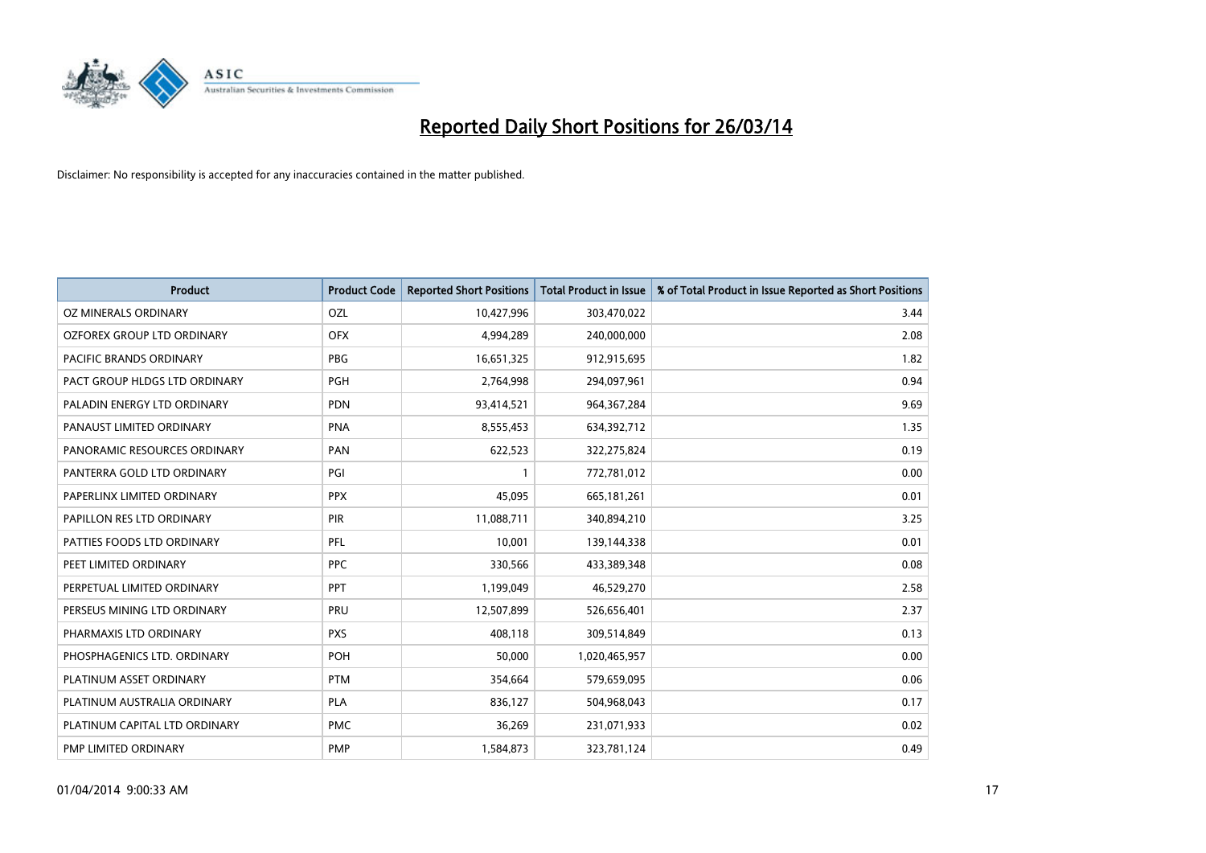# Reported Daily Short Positions for 26/03/14

Disclaimer: No responsibility is accepted for any inaccuracies contained in the matter published.

| Product | Product Code | Reported Short Positions | Total Product in Issue | % of Total Product in Issue Reported as Short Positions |
|---|---|---|---|---|
| OZ MINERALS ORDINARY | OZL | 10,427,996 | 303,470,022 | 3.44 |
| OZFOREX GROUP LTD ORDINARY | OFX | 4,994,289 | 240,000,000 | 2.08 |
| PACIFIC BRANDS ORDINARY | PBG | 16,651,325 | 912,915,695 | 1.82 |
| PACT GROUP HLDGS LTD ORDINARY | PGH | 2,764,998 | 294,097,961 | 0.94 |
| PALADIN ENERGY LTD ORDINARY | PDN | 93,414,521 | 964,367,284 | 9.69 |
| PANAUST LIMITED ORDINARY | PNA | 8,555,453 | 634,392,712 | 1.35 |
| PANORAMIC RESOURCES ORDINARY | PAN | 622,523 | 322,275,824 | 0.19 |
| PANTERRA GOLD LTD ORDINARY | PGI | 1 | 772,781,012 | 0.00 |
| PAPERLINX LIMITED ORDINARY | PPX | 45,095 | 665,181,261 | 0.01 |
| PAPILLON RES LTD ORDINARY | PIR | 11,088,711 | 340,894,210 | 3.25 |
| PATTIES FOODS LTD ORDINARY | PFL | 10,001 | 139,144,338 | 0.01 |
| PEET LIMITED ORDINARY | PPC | 330,566 | 433,389,348 | 0.08 |
| PERPETUAL LIMITED ORDINARY | PPT | 1,199,049 | 46,529,270 | 2.58 |
| PERSEUS MINING LTD ORDINARY | PRU | 12,507,899 | 526,656,401 | 2.37 |
| PHARMAXIS LTD ORDINARY | PXS | 408,118 | 309,514,849 | 0.13 |
| PHOSPHAGENICS LTD. ORDINARY | POH | 50,000 | 1,020,465,957 | 0.00 |
| PLATINUM ASSET ORDINARY | PTM | 354,664 | 579,659,095 | 0.06 |
| PLATINUM AUSTRALIA ORDINARY | PLA | 836,127 | 504,968,043 | 0.17 |
| PLATINUM CAPITAL LTD ORDINARY | PMC | 36,269 | 231,071,933 | 0.02 |
| PMP LIMITED ORDINARY | PMP | 1,584,873 | 323,781,124 | 0.49 |

01/04/2014 9:00:33 AM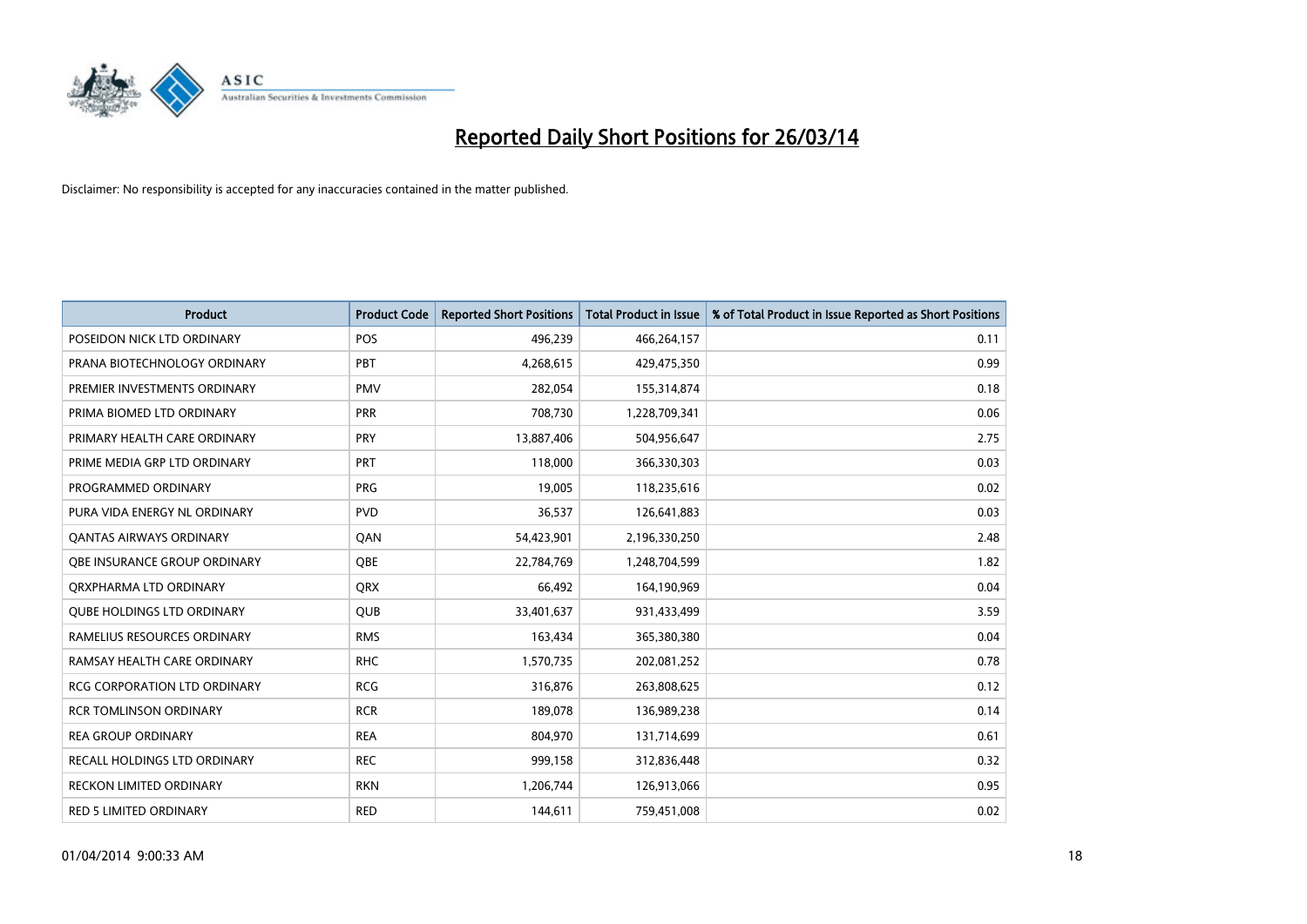# Reported Daily Short Positions for 26/03/14

Disclaimer: No responsibility is accepted for any inaccuracies contained in the matter published.

| Product | Product Code | Reported Short Positions | Total Product in Issue | % of Total Product in Issue Reported as Short Positions |
|---|---|---|---|---|
| POSEIDON NICK LTD ORDINARY | POS | 496,239 | 466,264,157 | 0.11 |
| PRANA BIOTECHNOLOGY ORDINARY | PBT | 4,268,615 | 429,475,350 | 0.99 |
| PREMIER INVESTMENTS ORDINARY | PMV | 282,054 | 155,314,874 | 0.18 |
| PRIMA BIOMED LTD ORDINARY | PRR | 708,730 | 1,228,709,341 | 0.06 |
| PRIMARY HEALTH CARE ORDINARY | PRY | 13,887,406 | 504,956,647 | 2.75 |
| PRIME MEDIA GRP LTD ORDINARY | PRT | 118,000 | 366,330,303 | 0.03 |
| PROGRAMMED ORDINARY | PRG | 19,005 | 118,235,616 | 0.02 |
| PURA VIDA ENERGY NL ORDINARY | PVD | 36,537 | 126,641,883 | 0.03 |
| QANTAS AIRWAYS ORDINARY | QAN | 54,423,901 | 2,196,330,250 | 2.48 |
| QBE INSURANCE GROUP ORDINARY | QBE | 22,784,769 | 1,248,704,599 | 1.82 |
| QRXPHARMA LTD ORDINARY | QRX | 66,492 | 164,190,969 | 0.04 |
| QUBE HOLDINGS LTD ORDINARY | QUB | 33,401,637 | 931,433,499 | 3.59 |
| RAMELIUS RESOURCES ORDINARY | RMS | 163,434 | 365,380,380 | 0.04 |
| RAMSAY HEALTH CARE ORDINARY | RHC | 1,570,735 | 202,081,252 | 0.78 |
| RCG CORPORATION LTD ORDINARY | RCG | 316,876 | 263,808,625 | 0.12 |
| RCR TOMLINSON ORDINARY | RCR | 189,078 | 136,989,238 | 0.14 |
| REA GROUP ORDINARY | REA | 804,970 | 131,714,699 | 0.61 |
| RECALL HOLDINGS LTD ORDINARY | REC | 999,158 | 312,836,448 | 0.32 |
| RECKON LIMITED ORDINARY | RKN | 1,206,744 | 126,913,066 | 0.95 |
| RED 5 LIMITED ORDINARY | RED | 144,611 | 759,451,008 | 0.02 |

01/04/2014 9:00:33 AM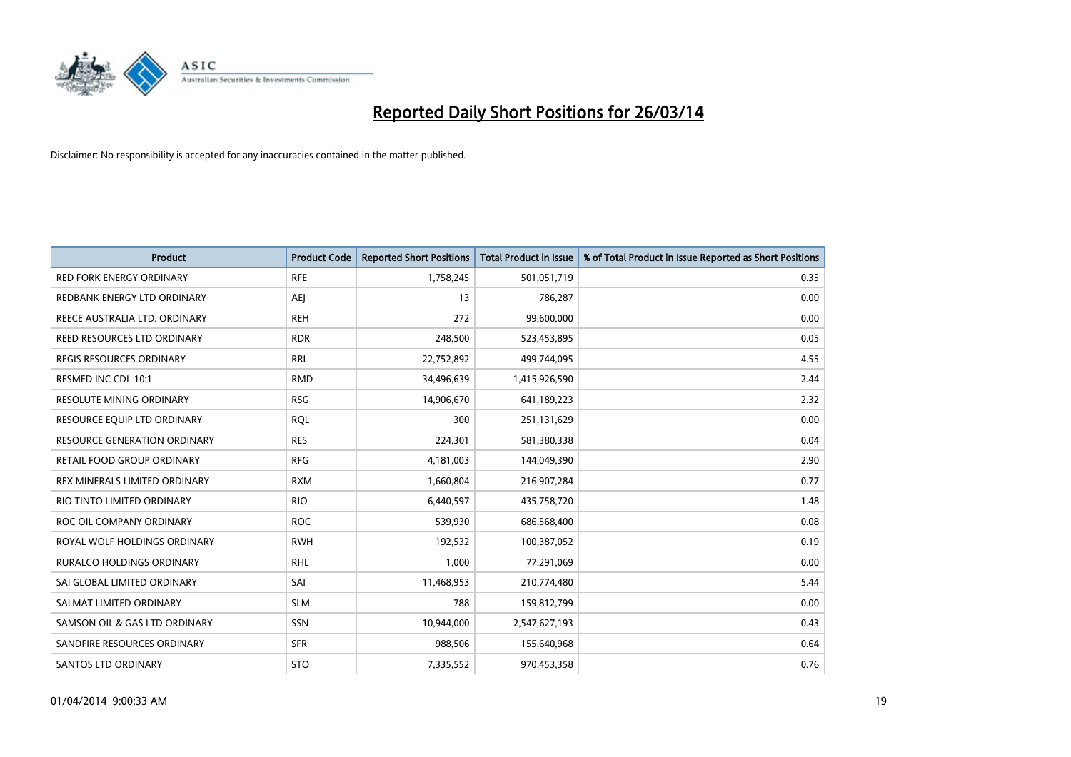# Reported Daily Short Positions for 26/03/14

Disclaimer: No responsibility is accepted for any inaccuracies contained in the matter published.

| Product | Product Code | Reported Short Positions | Total Product in Issue | % of Total Product in Issue Reported as Short Positions |
|---|---|---|---|---|
| RED FORK ENERGY ORDINARY | RFE | 1,758,245 | 501,051,719 | 0.35 |
| REDBANK ENERGY LTD ORDINARY | AEJ | 13 | 786,287 | 0.00 |
| REECE AUSTRALIA LTD. ORDINARY | REH | 272 | 99,600,000 | 0.00 |
| REED RESOURCES LTD ORDINARY | RDR | 248,500 | 523,453,895 | 0.05 |
| REGIS RESOURCES ORDINARY | RRL | 22,752,892 | 499,744,095 | 4.55 |
| RESMED INC CDI 10:1 | RMD | 34,496,639 | 1,415,926,590 | 2.44 |
| RESOLUTE MINING ORDINARY | RSG | 14,906,670 | 641,189,223 | 2.32 |
| RESOURCE EQUIP LTD ORDINARY | RQL | 300 | 251,131,629 | 0.00 |
| RESOURCE GENERATION ORDINARY | RES | 224,301 | 581,380,338 | 0.04 |
| RETAIL FOOD GROUP ORDINARY | RFG | 4,181,003 | 144,049,390 | 2.90 |
| REX MINERALS LIMITED ORDINARY | RXM | 1,660,804 | 216,907,284 | 0.77 |
| RIO TINTO LIMITED ORDINARY | RIO | 6,440,597 | 435,758,720 | 1.48 |
| ROC OIL COMPANY ORDINARY | ROC | 539,930 | 686,568,400 | 0.08 |
| ROYAL WOLF HOLDINGS ORDINARY | RWH | 192,532 | 100,387,052 | 0.19 |
| RURALCO HOLDINGS ORDINARY | RHL | 1,000 | 77,291,069 | 0.00 |
| SAI GLOBAL LIMITED ORDINARY | SAI | 11,468,953 | 210,774,480 | 5.44 |
| SALMAT LIMITED ORDINARY | SLM | 788 | 159,812,799 | 0.00 |
| SAMSON OIL & GAS LTD ORDINARY | SSN | 10,944,000 | 2,547,627,193 | 0.43 |
| SANDFIRE RESOURCES ORDINARY | SFR | 988,506 | 155,640,968 | 0.64 |
| SANTOS LTD ORDINARY | STO | 7,335,552 | 970,453,358 | 0.76 |

01/04/2014 9:00:33 AM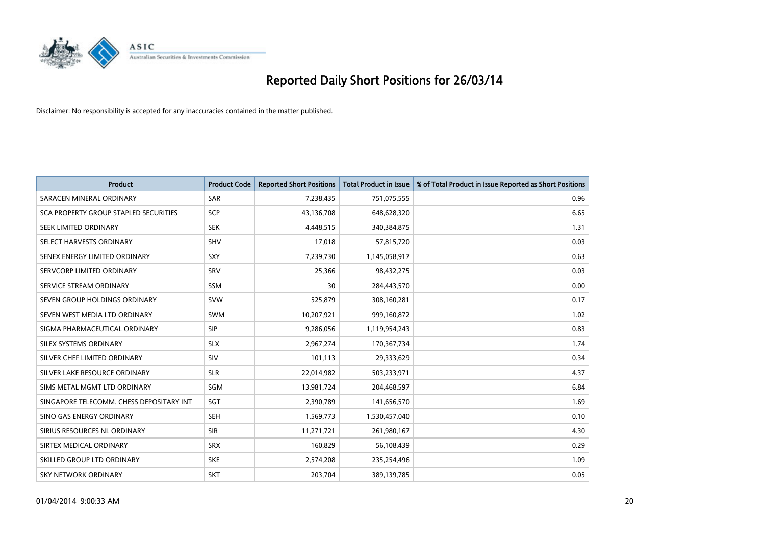# Reported Daily Short Positions for 26/03/14

Disclaimer: No responsibility is accepted for any inaccuracies contained in the matter published.

| Product | Product Code | Reported Short Positions | Total Product in Issue | % of Total Product in Issue Reported as Short Positions |
|---|---|---|---|---|
| SARACEN MINERAL ORDINARY | SAR | 7,238,435 | 751,075,555 | 0.96 |
| SCA PROPERTY GROUP STAPLED SECURITIES | SCP | 43,136,708 | 648,628,320 | 6.65 |
| SEEK LIMITED ORDINARY | SEK | 4,448,515 | 340,384,875 | 1.31 |
| SELECT HARVESTS ORDINARY | SHV | 17,018 | 57,815,720 | 0.03 |
| SENEX ENERGY LIMITED ORDINARY | SXY | 7,239,730 | 1,145,058,917 | 0.63 |
| SERVCORP LIMITED ORDINARY | SRV | 25,366 | 98,432,275 | 0.03 |
| SERVICE STREAM ORDINARY | SSM | 30 | 284,443,570 | 0.00 |
| SEVEN GROUP HOLDINGS ORDINARY | SVW | 525,879 | 308,160,281 | 0.17 |
| SEVEN WEST MEDIA LTD ORDINARY | SWM | 10,207,921 | 999,160,872 | 1.02 |
| SIGMA PHARMACEUTICAL ORDINARY | SIP | 9,286,056 | 1,119,954,243 | 0.83 |
| SILEX SYSTEMS ORDINARY | SLX | 2,967,274 | 170,367,734 | 1.74 |
| SILVER CHEF LIMITED ORDINARY | SIV | 101,113 | 29,333,629 | 0.34 |
| SILVER LAKE RESOURCE ORDINARY | SLR | 22,014,982 | 503,233,971 | 4.37 |
| SIMS METAL MGMT LTD ORDINARY | SGM | 13,981,724 | 204,468,597 | 6.84 |
| SINGAPORE TELECOMM. CHESS DEPOSITARY INT | SGT | 2,390,789 | 141,656,570 | 1.69 |
| SINO GAS ENERGY ORDINARY | SEH | 1,569,773 | 1,530,457,040 | 0.10 |
| SIRIUS RESOURCES NL ORDINARY | SIR | 11,271,721 | 261,980,167 | 4.30 |
| SIRTEX MEDICAL ORDINARY | SRX | 160,829 | 56,108,439 | 0.29 |
| SKILLED GROUP LTD ORDINARY | SKE | 2,574,208 | 235,254,496 | 1.09 |
| SKY NETWORK ORDINARY | SKT | 203,704 | 389,139,785 | 0.05 |

01/04/2014 9:00:33 AM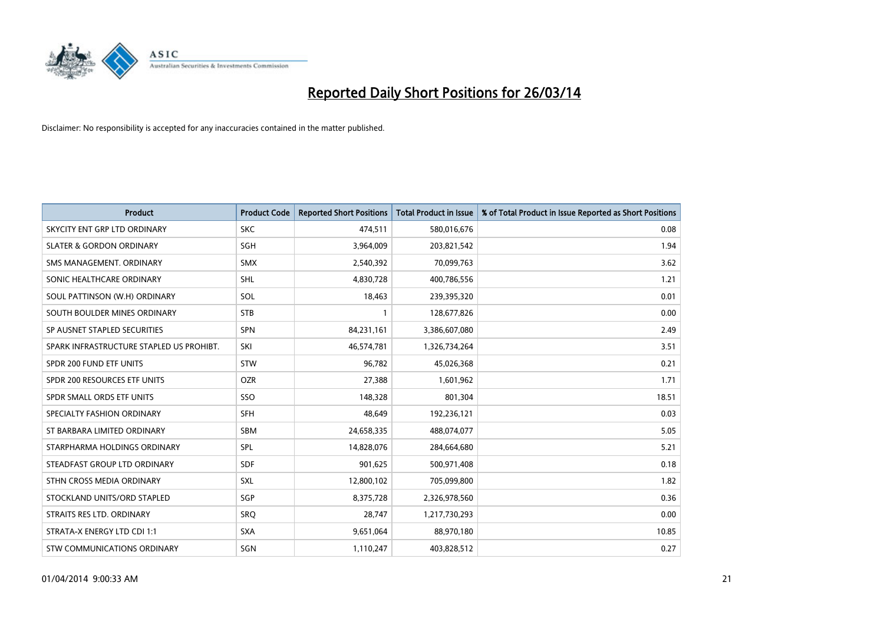# Reported Daily Short Positions for 26/03/14

Disclaimer: No responsibility is accepted for any inaccuracies contained in the matter published.

| Product | Product Code | Reported Short Positions | Total Product in Issue | % of Total Product in Issue Reported as Short Positions |
|---|---|---|---|---|
| SKYCITY ENT GRP LTD ORDINARY | SKC | 474,511 | 580,016,676 | 0.08 |
| SLATER & GORDON ORDINARY | SGH | 3,964,009 | 203,821,542 | 1.94 |
| SMS MANAGEMENT. ORDINARY | SMX | 2,540,392 | 70,099,763 | 3.62 |
| SONIC HEALTHCARE ORDINARY | SHL | 4,830,728 | 400,786,556 | 1.21 |
| SOUL PATTINSON (W.H) ORDINARY | SOL | 18,463 | 239,395,320 | 0.01 |
| SOUTH BOULDER MINES ORDINARY | STB | 1 | 128,677,826 | 0.00 |
| SP AUSNET STAPLED SECURITIES | SPN | 84,231,161 | 3,386,607,080 | 2.49 |
| SPARK INFRASTRUCTURE STAPLED US PROHIBT. | SKI | 46,574,781 | 1,326,734,264 | 3.51 |
| SPDR 200 FUND ETF UNITS | STW | 96,782 | 45,026,368 | 0.21 |
| SPDR 200 RESOURCES ETF UNITS | OZR | 27,388 | 1,601,962 | 1.71 |
| SPDR SMALL ORDS ETF UNITS | SSO | 148,328 | 801,304 | 18.51 |
| SPECIALTY FASHION ORDINARY | SFH | 48,649 | 192,236,121 | 0.03 |
| ST BARBARA LIMITED ORDINARY | SBM | 24,658,335 | 488,074,077 | 5.05 |
| STARPHARMA HOLDINGS ORDINARY | SPL | 14,828,076 | 284,664,680 | 5.21 |
| STEADFAST GROUP LTD ORDINARY | SDF | 901,625 | 500,971,408 | 0.18 |
| STHN CROSS MEDIA ORDINARY | SXL | 12,800,102 | 705,099,800 | 1.82 |
| STOCKLAND UNITS/ORD STAPLED | SGP | 8,375,728 | 2,326,978,560 | 0.36 |
| STRAITS RES LTD. ORDINARY | SRQ | 28,747 | 1,217,730,293 | 0.00 |
| STRATA-X ENERGY LTD CDI 1:1 | SXA | 9,651,064 | 88,970,180 | 10.85 |
| STW COMMUNICATIONS ORDINARY | SGN | 1,110,247 | 403,828,512 | 0.27 |

01/04/2014 9:00:33 AM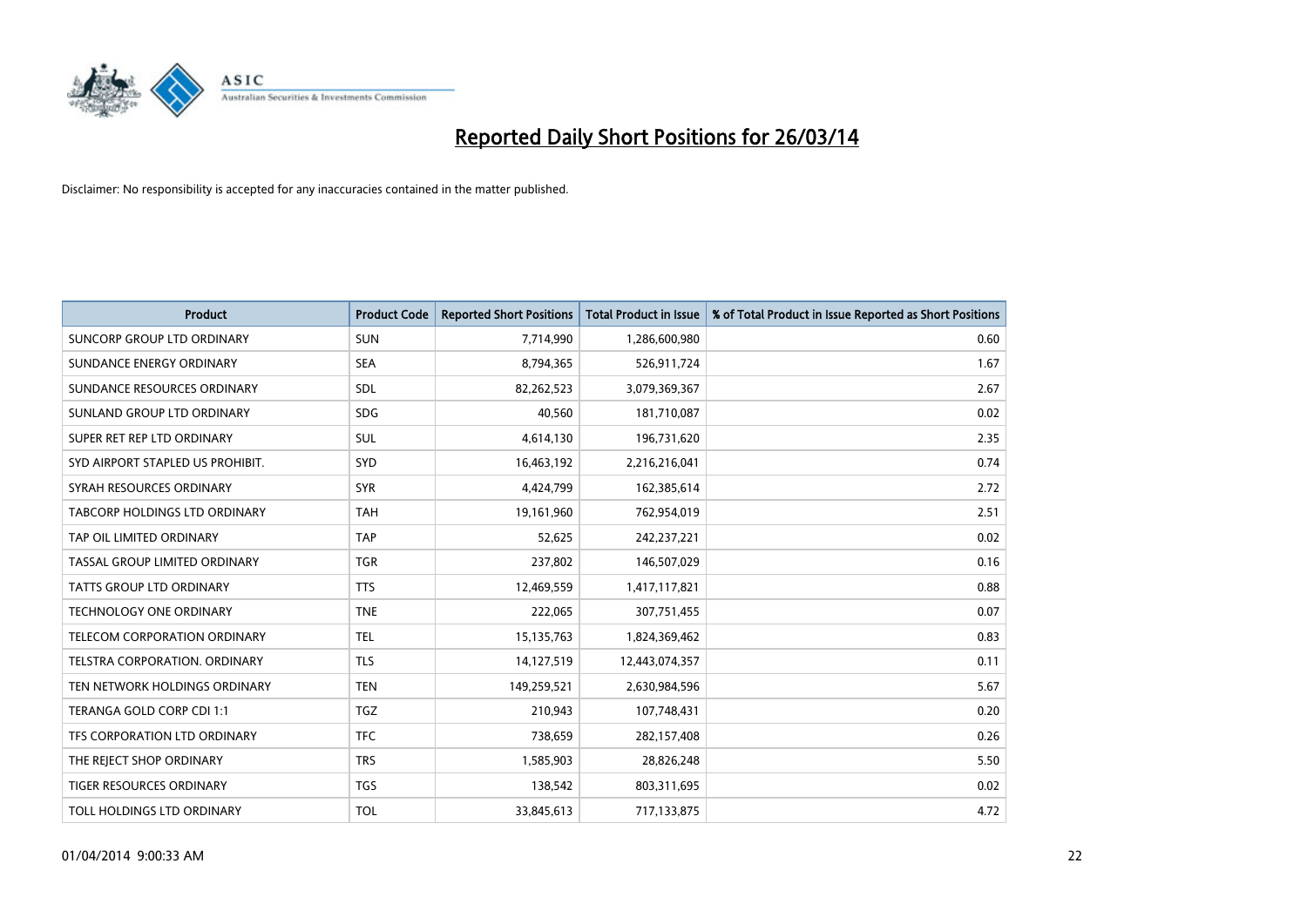# Reported Daily Short Positions for 26/03/14

Disclaimer: No responsibility is accepted for any inaccuracies contained in the matter published.

| Product | Product Code | Reported Short Positions | Total Product in Issue | % of Total Product in Issue Reported as Short Positions |
|---|---|---|---|---|
| SUNCORP GROUP LTD ORDINARY | SUN | 7,714,990 | 1,286,600,980 | 0.60 |
| SUNDANCE ENERGY ORDINARY | SEA | 8,794,365 | 526,911,724 | 1.67 |
| SUNDANCE RESOURCES ORDINARY | SDL | 82,262,523 | 3,079,369,367 | 2.67 |
| SUNLAND GROUP LTD ORDINARY | SDG | 40,560 | 181,710,087 | 0.02 |
| SUPER RET REP LTD ORDINARY | SUL | 4,614,130 | 196,731,620 | 2.35 |
| SYD AIRPORT STAPLED US PROHIBIT. | SYD | 16,463,192 | 2,216,216,041 | 0.74 |
| SYRAH RESOURCES ORDINARY | SYR | 4,424,799 | 162,385,614 | 2.72 |
| TABCORP HOLDINGS LTD ORDINARY | TAH | 19,161,960 | 762,954,019 | 2.51 |
| TAP OIL LIMITED ORDINARY | TAP | 52,625 | 242,237,221 | 0.02 |
| TASSAL GROUP LIMITED ORDINARY | TGR | 237,802 | 146,507,029 | 0.16 |
| TATTS GROUP LTD ORDINARY | TTS | 12,469,559 | 1,417,117,821 | 0.88 |
| TECHNOLOGY ONE ORDINARY | TNE | 222,065 | 307,751,455 | 0.07 |
| TELECOM CORPORATION ORDINARY | TEL | 15,135,763 | 1,824,369,462 | 0.83 |
| TELSTRA CORPORATION. ORDINARY | TLS | 14,127,519 | 12,443,074,357 | 0.11 |
| TEN NETWORK HOLDINGS ORDINARY | TEN | 149,259,521 | 2,630,984,596 | 5.67 |
| TERANGA GOLD CORP CDI 1:1 | TGZ | 210,943 | 107,748,431 | 0.20 |
| TFS CORPORATION LTD ORDINARY | TFC | 738,659 | 282,157,408 | 0.26 |
| THE REJECT SHOP ORDINARY | TRS | 1,585,903 | 28,826,248 | 5.50 |
| TIGER RESOURCES ORDINARY | TGS | 138,542 | 803,311,695 | 0.02 |
| TOLL HOLDINGS LTD ORDINARY | TOL | 33,845,613 | 717,133,875 | 4.72 |

01/04/2014 9:00:33 AM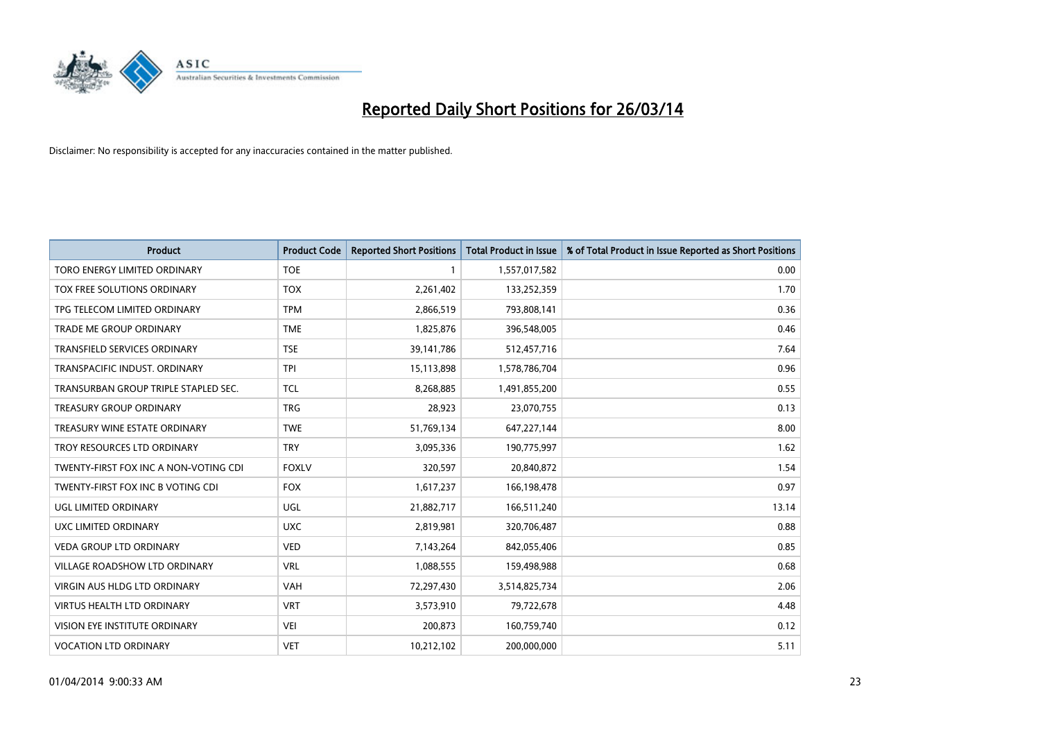# Reported Daily Short Positions for 26/03/14

Disclaimer: No responsibility is accepted for any inaccuracies contained in the matter published.

| Product | Product Code | Reported Short Positions | Total Product in Issue | % of Total Product in Issue Reported as Short Positions |
|---|---|---|---|---|
| TORO ENERGY LIMITED ORDINARY | TOE | 1 | 1,557,017,582 | 0.00 |
| TOX FREE SOLUTIONS ORDINARY | TOX | 2,261,402 | 133,252,359 | 1.70 |
| TPG TELECOM LIMITED ORDINARY | TPM | 2,866,519 | 793,808,141 | 0.36 |
| TRADE ME GROUP ORDINARY | TME | 1,825,876 | 396,548,005 | 0.46 |
| TRANSFIELD SERVICES ORDINARY | TSE | 39,141,786 | 512,457,716 | 7.64 |
| TRANSPACIFIC INDUST. ORDINARY | TPI | 15,113,898 | 1,578,786,704 | 0.96 |
| TRANSURBAN GROUP TRIPLE STAPLED SEC. | TCL | 8,268,885 | 1,491,855,200 | 0.55 |
| TREASURY GROUP ORDINARY | TRG | 28,923 | 23,070,755 | 0.13 |
| TREASURY WINE ESTATE ORDINARY | TWE | 51,769,134 | 647,227,144 | 8.00 |
| TROY RESOURCES LTD ORDINARY | TRY | 3,095,336 | 190,775,997 | 1.62 |
| TWENTY-FIRST FOX INC A NON-VOTING CDI | FOXLV | 320,597 | 20,840,872 | 1.54 |
| TWENTY-FIRST FOX INC B VOTING CDI | FOX | 1,617,237 | 166,198,478 | 0.97 |
| UGL LIMITED ORDINARY | UGL | 21,882,717 | 166,511,240 | 13.14 |
| UXC LIMITED ORDINARY | UXC | 2,819,981 | 320,706,487 | 0.88 |
| VEDA GROUP LTD ORDINARY | VED | 7,143,264 | 842,055,406 | 0.85 |
| VILLAGE ROADSHOW LTD ORDINARY | VRL | 1,088,555 | 159,498,988 | 0.68 |
| VIRGIN AUS HLDG LTD ORDINARY | VAH | 72,297,430 | 3,514,825,734 | 2.06 |
| VIRTUS HEALTH LTD ORDINARY | VRT | 3,573,910 | 79,722,678 | 4.48 |
| VISION EYE INSTITUTE ORDINARY | VEI | 200,873 | 160,759,740 | 0.12 |
| VOCATION LTD ORDINARY | VET | 10,212,102 | 200,000,000 | 5.11 |

01/04/2014 9:00:33 AM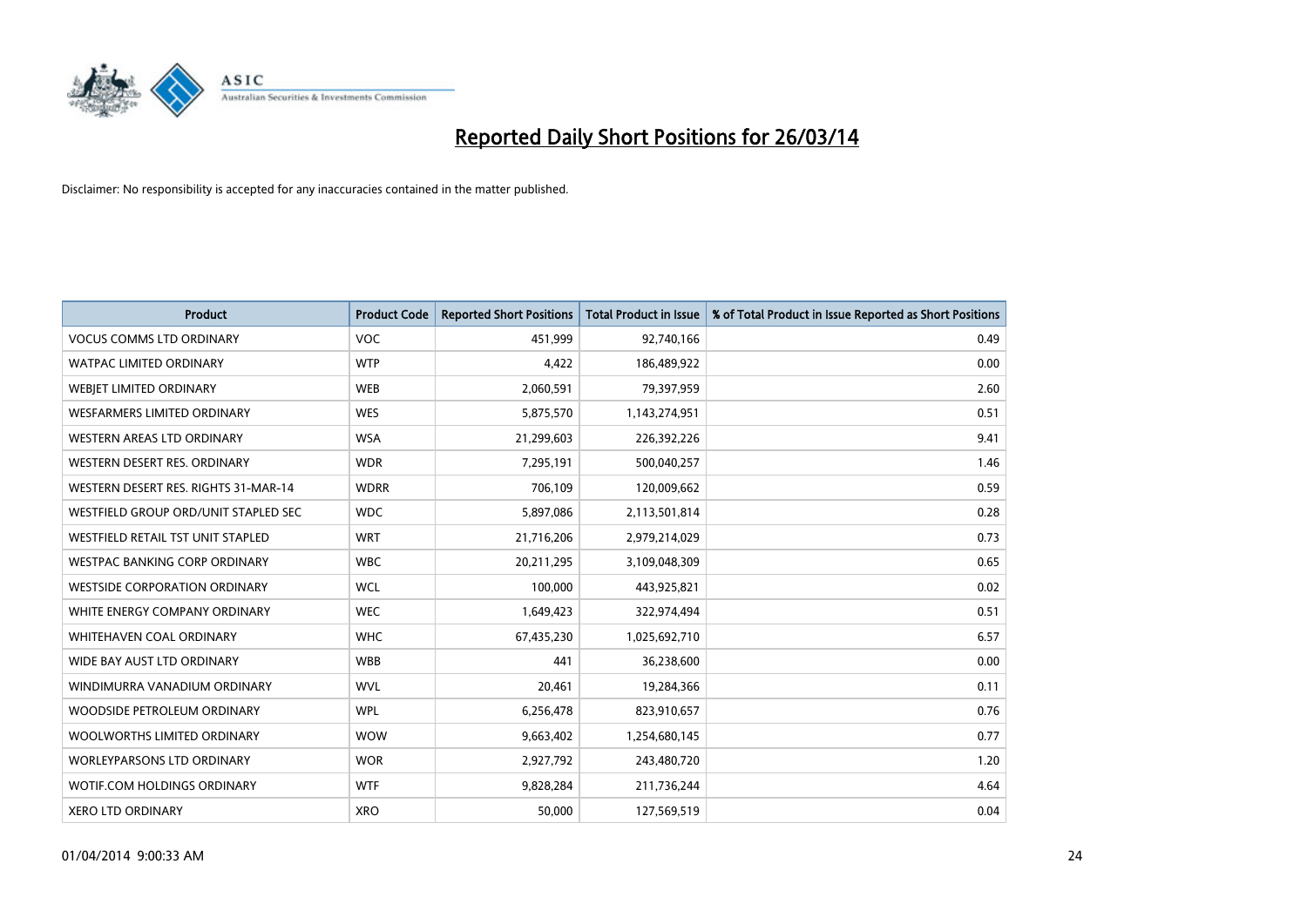# Reported Daily Short Positions for 26/03/14

Disclaimer: No responsibility is accepted for any inaccuracies contained in the matter published.

| Product | Product Code | Reported Short Positions | Total Product in Issue | % of Total Product in Issue Reported as Short Positions |
|---|---|---|---|---|
| VOCUS COMMS LTD ORDINARY | VOC | 451,999 | 92,740,166 | 0.49 |
| WATPAC LIMITED ORDINARY | WTP | 4,422 | 186,489,922 | 0.00 |
| WEBJET LIMITED ORDINARY | WEB | 2,060,591 | 79,397,959 | 2.60 |
| WESFARMERS LIMITED ORDINARY | WES | 5,875,570 | 1,143,274,951 | 0.51 |
| WESTERN AREAS LTD ORDINARY | WSA | 21,299,603 | 226,392,226 | 9.41 |
| WESTERN DESERT RES. ORDINARY | WDR | 7,295,191 | 500,040,257 | 1.46 |
| WESTERN DESERT RES. RIGHTS 31-MAR-14 | WDRR | 706,109 | 120,009,662 | 0.59 |
| WESTFIELD GROUP ORD/UNIT STAPLED SEC | WDC | 5,897,086 | 2,113,501,814 | 0.28 |
| WESTFIELD RETAIL TST UNIT STAPLED | WRT | 21,716,206 | 2,979,214,029 | 0.73 |
| WESTPAC BANKING CORP ORDINARY | WBC | 20,211,295 | 3,109,048,309 | 0.65 |
| WESTSIDE CORPORATION ORDINARY | WCL | 100,000 | 443,925,821 | 0.02 |
| WHITE ENERGY COMPANY ORDINARY | WEC | 1,649,423 | 322,974,494 | 0.51 |
| WHITEHAVEN COAL ORDINARY | WHC | 67,435,230 | 1,025,692,710 | 6.57 |
| WIDE BAY AUST LTD ORDINARY | WBB | 441 | 36,238,600 | 0.00 |
| WINDIMURRA VANADIUM ORDINARY | WVL | 20,461 | 19,284,366 | 0.11 |
| WOODSIDE PETROLEUM ORDINARY | WPL | 6,256,478 | 823,910,657 | 0.76 |
| WOOLWORTHS LIMITED ORDINARY | WOW | 9,663,402 | 1,254,680,145 | 0.77 |
| WORLEYPARSONS LTD ORDINARY | WOR | 2,927,792 | 243,480,720 | 1.20 |
| WOTIF.COM HOLDINGS ORDINARY | WTF | 9,828,284 | 211,736,244 | 4.64 |
| XERO LTD ORDINARY | XRO | 50,000 | 127,569,519 | 0.04 |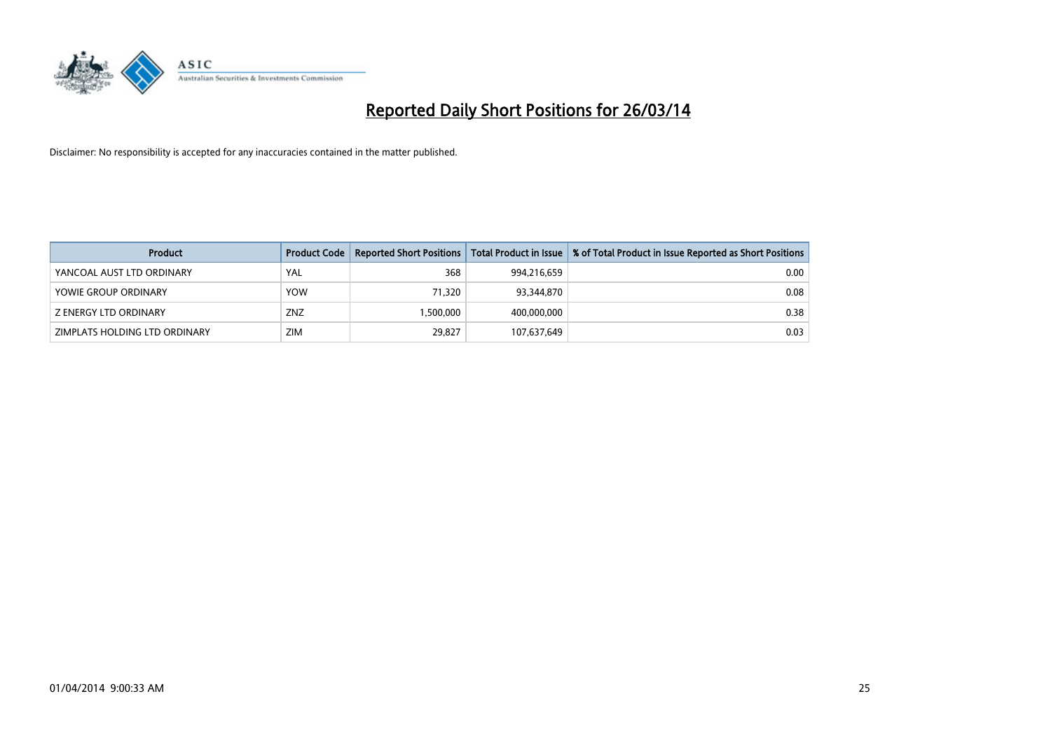# Reported Daily Short Positions for 26/03/14

Disclaimer: No responsibility is accepted for any inaccuracies contained in the matter published.

| Product | Product Code | Reported Short Positions | Total Product in Issue | % of Total Product in Issue Reported as Short Positions |
|---|---|---|---|---|
| YANCOAL AUST LTD ORDINARY | YAL | 368 | 994,216,659 | 0.00 |
| YOWIE GROUP ORDINARY | YOW | 71,320 | 93,344,870 | 0.08 |
| Z ENERGY LTD ORDINARY | ZNZ | 1,500,000 | 400,000,000 | 0.38 |
| ZIMPLATS HOLDING LTD ORDINARY | ZIM | 29,827 | 107,637,649 | 0.03 |

01/04/2014 9:00:33 AM